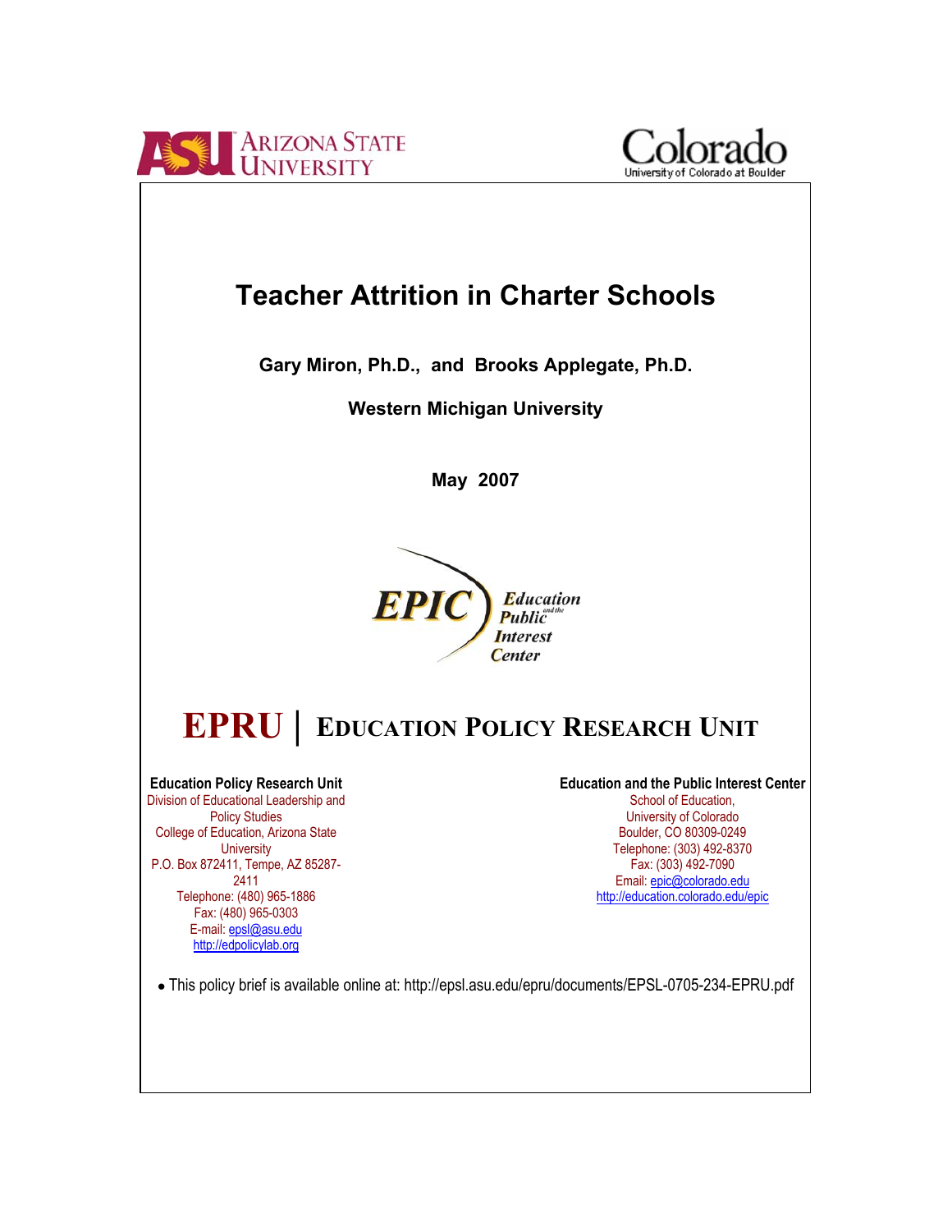# Teacher Attrition in Charter Schools

**Gary Miron, Ph.D., and Brooks Applegate, Ph.D.**

**Western Michigan University**

**May 2007**

EPIC Education and the Public Interest Center

**EPRU | Education Policy Research Unit**

**Education Policy Research Unit**
Division of Educational Leadership and Policy Studies
College of Education, Arizona State University
P.O. Box 872411, Tempe, AZ 85287-2411
Telephone: (480) 965-1886
Fax: (480) 965-0303
E-mail: epsl@asu.edu
http://edpolicylab.org

**Education and the Public Interest Center**
School of Education,
University of Colorado
Boulder, CO 80309-0249
Telephone: (303) 492-8370
Fax: (303) 492-7090
Email: epic@colorado.edu
http://education.colorado.edu/epic

- This policy brief is available online at: http://epsl.asu.edu/epru/documents/EPSL-0705-234-EPRU.pdf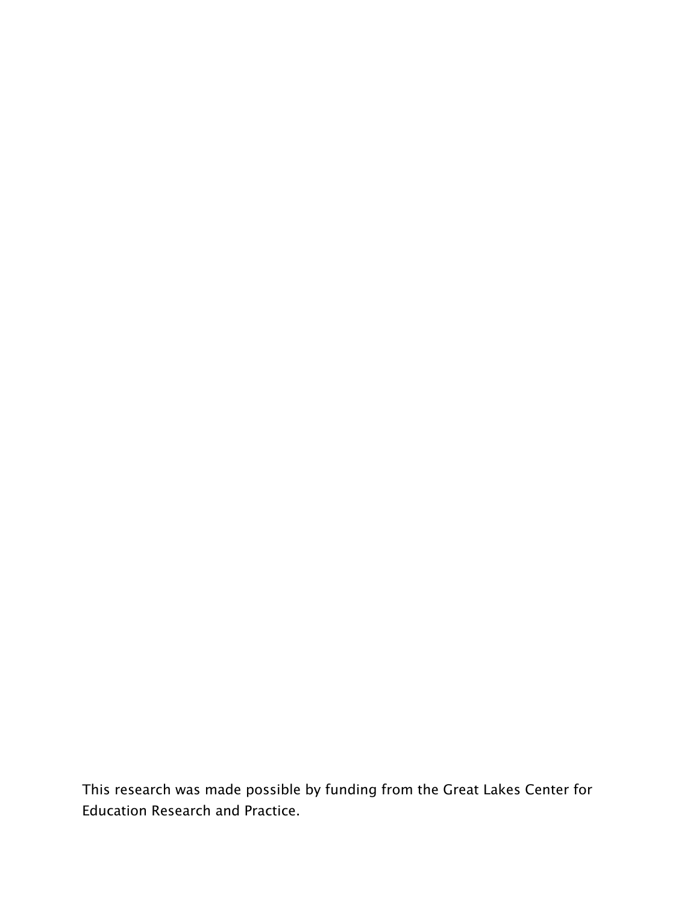This research was made possible by funding from the Great Lakes Center for Education Research and Practice.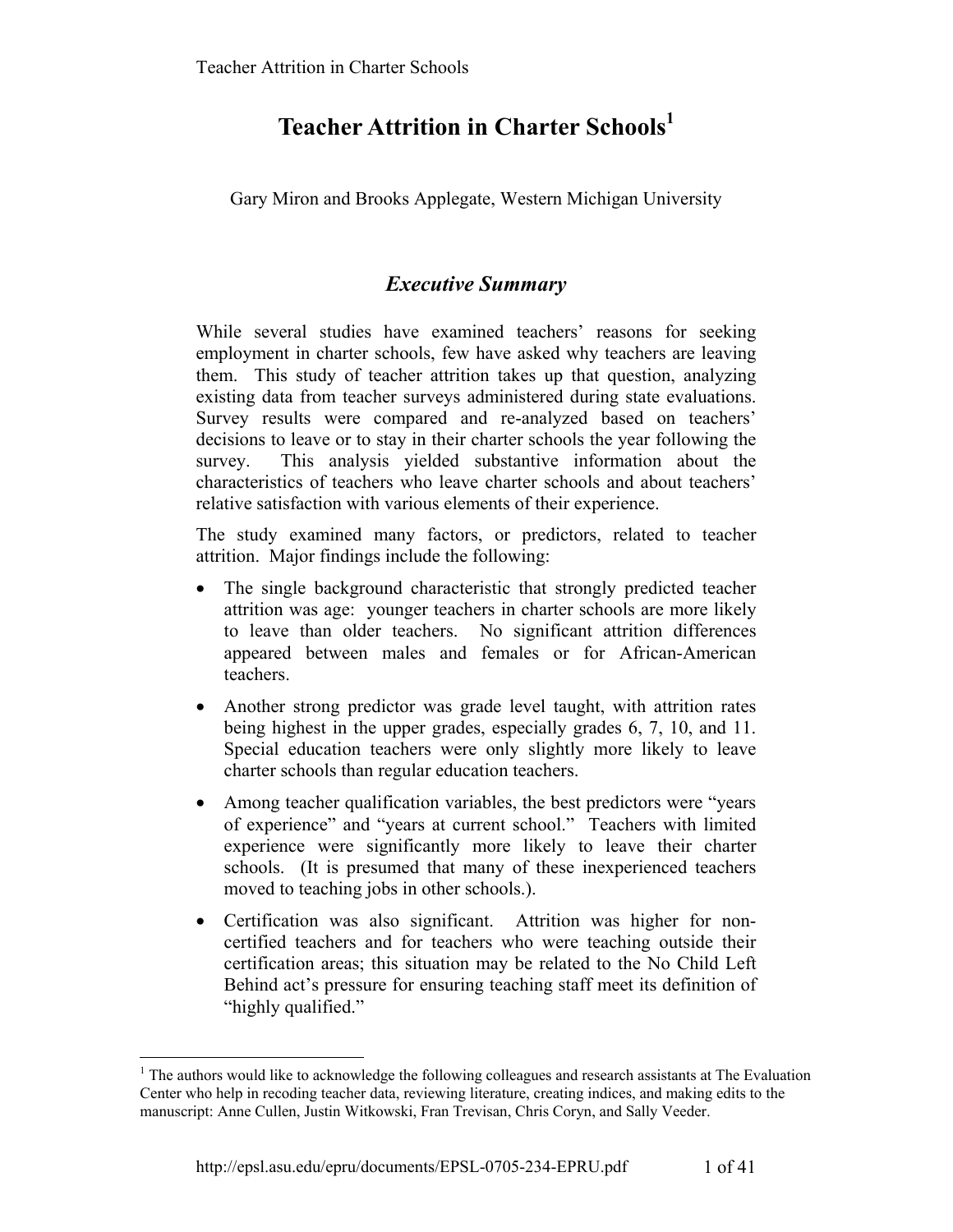# Teacher Attrition in Charter Schools[1]

Gary Miron and Brooks Applegate, Western Michigan University

## *Executive Summary*

While several studies have examined teachers' reasons for seeking employment in charter schools, few have asked why teachers are leaving them. This study of teacher attrition takes up that question, analyzing existing data from teacher surveys administered during state evaluations. Survey results were compared and re-analyzed based on teachers' decisions to leave or to stay in their charter schools the year following the survey. This analysis yielded substantive information about the characteristics of teachers who leave charter schools and about teachers' relative satisfaction with various elements of their experience.

The study examined many factors, or predictors, related to teacher attrition. Major findings include the following:

- The single background characteristic that strongly predicted teacher attrition was age: younger teachers in charter schools are more likely to leave than older teachers. No significant attrition differences appeared between males and females or for African-American teachers.
- Another strong predictor was grade level taught, with attrition rates being highest in the upper grades, especially grades 6, 7, 10, and 11. Special education teachers were only slightly more likely to leave charter schools than regular education teachers.
- Among teacher qualification variables, the best predictors were "years of experience" and "years at current school." Teachers with limited experience were significantly more likely to leave their charter schools. (It is presumed that many of these inexperienced teachers moved to teaching jobs in other schools.).
- Certification was also significant. Attrition was higher for non-certified teachers and for teachers who were teaching outside their certification areas; this situation may be related to the No Child Left Behind act's pressure for ensuring teaching staff meet its definition of "highly qualified."

[1] The authors would like to acknowledge the following colleagues and research assistants at The Evaluation Center who help in recoding teacher data, reviewing literature, creating indices, and making edits to the manuscript: Anne Cullen, Justin Witkowski, Fran Trevisan, Chris Coryn, and Sally Veeder.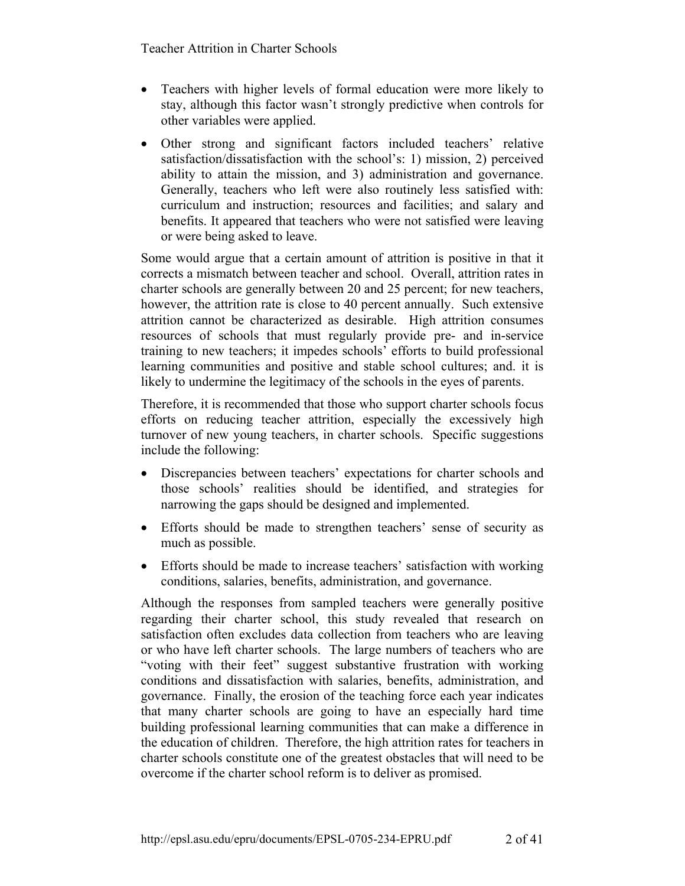- Teachers with higher levels of formal education were more likely to stay, although this factor wasn't strongly predictive when controls for other variables were applied.
- Other strong and significant factors included teachers' relative satisfaction/dissatisfaction with the school's: 1) mission, 2) perceived ability to attain the mission, and 3) administration and governance. Generally, teachers who left were also routinely less satisfied with: curriculum and instruction; resources and facilities; and salary and benefits. It appeared that teachers who were not satisfied were leaving or were being asked to leave.

Some would argue that a certain amount of attrition is positive in that it corrects a mismatch between teacher and school. Overall, attrition rates in charter schools are generally between 20 and 25 percent; for new teachers, however, the attrition rate is close to 40 percent annually. Such extensive attrition cannot be characterized as desirable. High attrition consumes resources of schools that must regularly provide pre- and in-service training to new teachers; it impedes schools' efforts to build professional learning communities and positive and stable school cultures; and. it is likely to undermine the legitimacy of the schools in the eyes of parents.

Therefore, it is recommended that those who support charter schools focus efforts on reducing teacher attrition, especially the excessively high turnover of new young teachers, in charter schools. Specific suggestions include the following:

- Discrepancies between teachers' expectations for charter schools and those schools' realities should be identified, and strategies for narrowing the gaps should be designed and implemented.
- Efforts should be made to strengthen teachers' sense of security as much as possible.
- Efforts should be made to increase teachers' satisfaction with working conditions, salaries, benefits, administration, and governance.

Although the responses from sampled teachers were generally positive regarding their charter school, this study revealed that research on satisfaction often excludes data collection from teachers who are leaving or who have left charter schools. The large numbers of teachers who are "voting with their feet" suggest substantive frustration with working conditions and dissatisfaction with salaries, benefits, administration, and governance. Finally, the erosion of the teaching force each year indicates that many charter schools are going to have an especially hard time building professional learning communities that can make a difference in the education of children. Therefore, the high attrition rates for teachers in charter schools constitute one of the greatest obstacles that will need to be overcome if the charter school reform is to deliver as promised.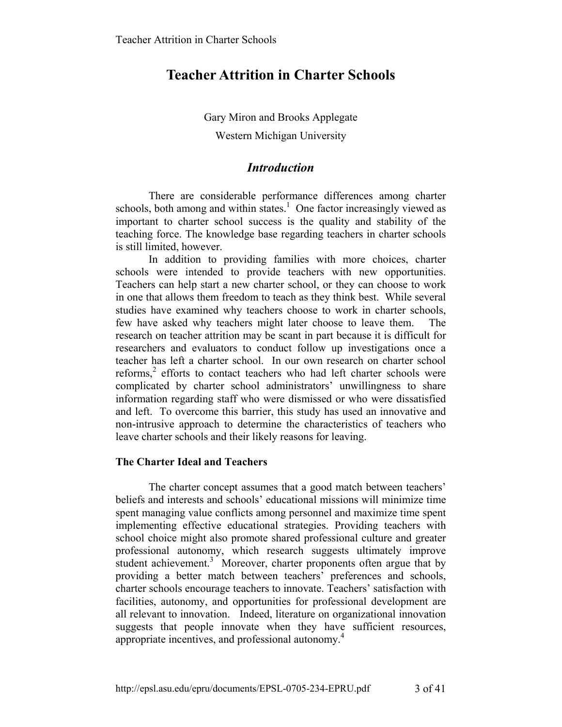# Teacher Attrition in Charter Schools

Gary Miron and Brooks Applegate

Western Michigan University

## *Introduction*

There are considerable performance differences among charter schools, both among and within states.[1] One factor increasingly viewed as important to charter school success is the quality and stability of the teaching force. The knowledge base regarding teachers in charter schools is still limited, however.

In addition to providing families with more choices, charter schools were intended to provide teachers with new opportunities. Teachers can help start a new charter school, or they can choose to work in one that allows them freedom to teach as they think best. While several studies have examined why teachers choose to work in charter schools, few have asked why teachers might later choose to leave them. The research on teacher attrition may be scant in part because it is difficult for researchers and evaluators to conduct follow up investigations once a teacher has left a charter school. In our own research on charter school reforms,[2] efforts to contact teachers who had left charter schools were complicated by charter school administrators' unwillingness to share information regarding staff who were dismissed or who were dissatisfied and left. To overcome this barrier, this study has used an innovative and non-intrusive approach to determine the characteristics of teachers who leave charter schools and their likely reasons for leaving.

### The Charter Ideal and Teachers

The charter concept assumes that a good match between teachers' beliefs and interests and schools' educational missions will minimize time spent managing value conflicts among personnel and maximize time spent implementing effective educational strategies. Providing teachers with school choice might also promote shared professional culture and greater professional autonomy, which research suggests ultimately improve student achievement.[3] Moreover, charter proponents often argue that by providing a better match between teachers' preferences and schools, charter schools encourage teachers to innovate. Teachers' satisfaction with facilities, autonomy, and opportunities for professional development are all relevant to innovation. Indeed, literature on organizational innovation suggests that people innovate when they have sufficient resources, appropriate incentives, and professional autonomy.[4]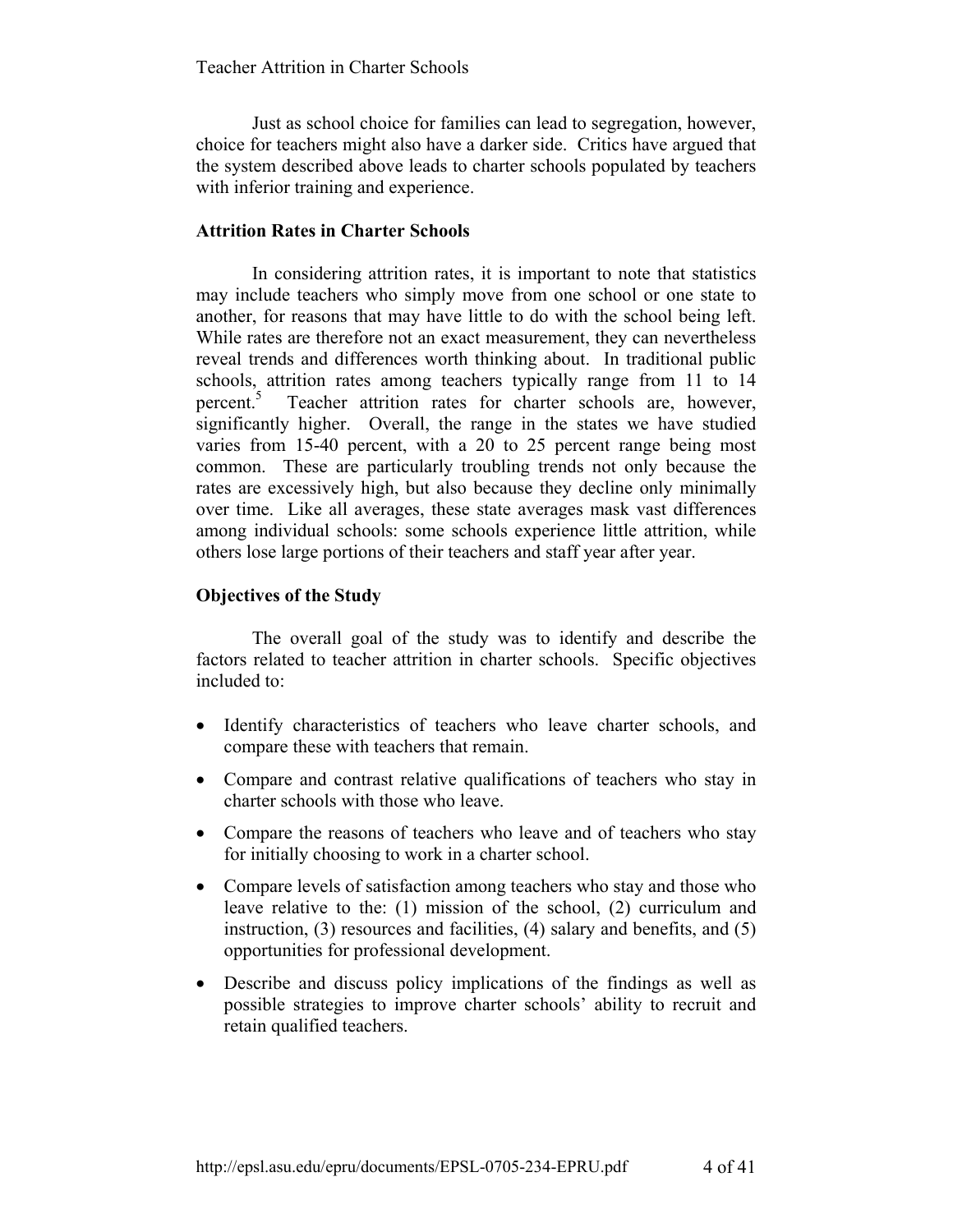Just as school choice for families can lead to segregation, however, choice for teachers might also have a darker side. Critics have argued that the system described above leads to charter schools populated by teachers with inferior training and experience.

**Attrition Rates in Charter Schools**

In considering attrition rates, it is important to note that statistics may include teachers who simply move from one school or one state to another, for reasons that may have little to do with the school being left. While rates are therefore not an exact measurement, they can nevertheless reveal trends and differences worth thinking about. In traditional public schools, attrition rates among teachers typically range from 11 to 14 percent.[5] Teacher attrition rates for charter schools are, however, significantly higher. Overall, the range in the states we have studied varies from 15-40 percent, with a 20 to 25 percent range being most common. These are particularly troubling trends not only because the rates are excessively high, but also because they decline only minimally over time. Like all averages, these state averages mask vast differences among individual schools: some schools experience little attrition, while others lose large portions of their teachers and staff year after year.

**Objectives of the Study**

The overall goal of the study was to identify and describe the factors related to teacher attrition in charter schools. Specific objectives included to:

- Identify characteristics of teachers who leave charter schools, and compare these with teachers that remain.
- Compare and contrast relative qualifications of teachers who stay in charter schools with those who leave.
- Compare the reasons of teachers who leave and of teachers who stay for initially choosing to work in a charter school.
- Compare levels of satisfaction among teachers who stay and those who leave relative to the: (1) mission of the school, (2) curriculum and instruction, (3) resources and facilities, (4) salary and benefits, and (5) opportunities for professional development.
- Describe and discuss policy implications of the findings as well as possible strategies to improve charter schools' ability to recruit and retain qualified teachers.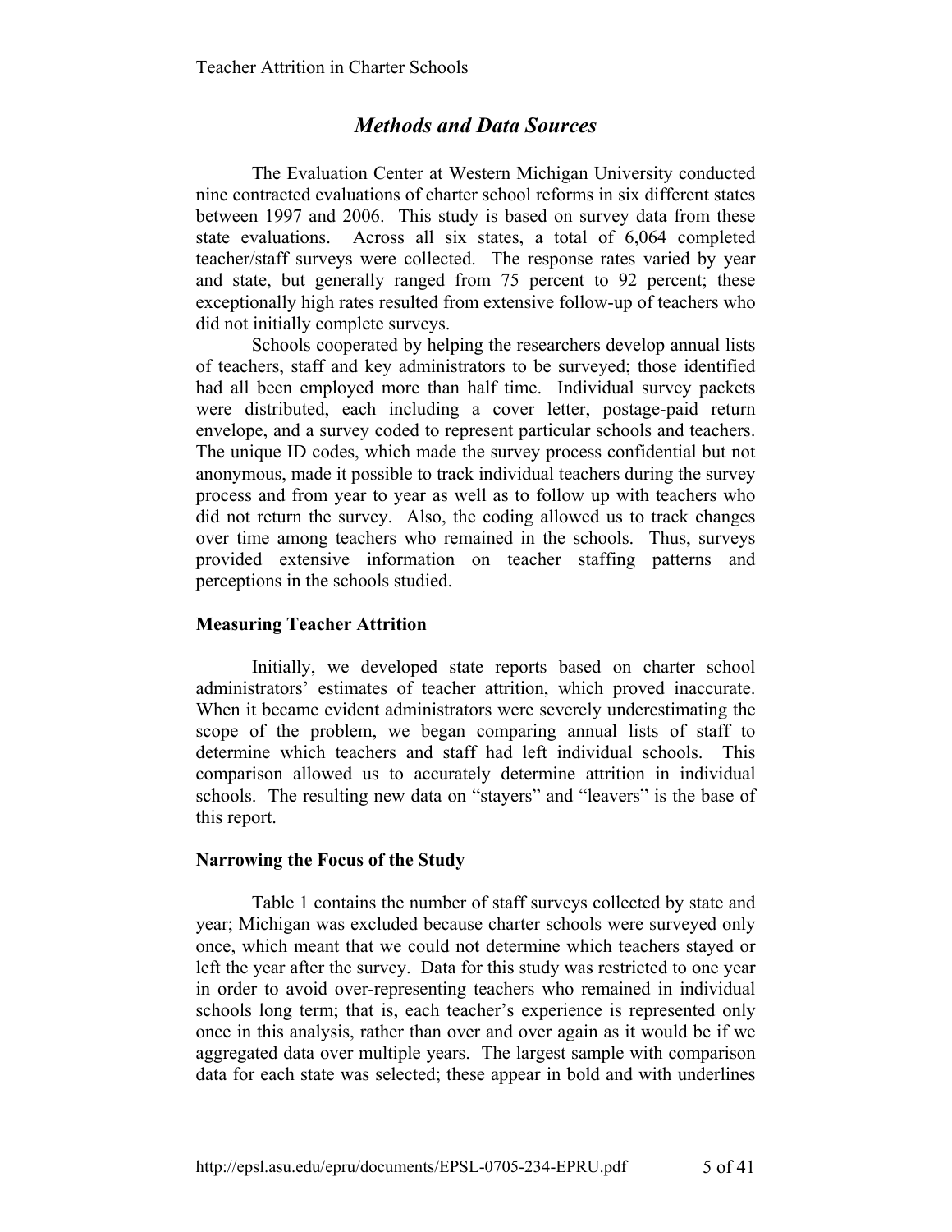## *Methods and Data Sources*

The Evaluation Center at Western Michigan University conducted nine contracted evaluations of charter school reforms in six different states between 1997 and 2006. This study is based on survey data from these state evaluations. Across all six states, a total of 6,064 completed teacher/staff surveys were collected. The response rates varied by year and state, but generally ranged from 75 percent to 92 percent; these exceptionally high rates resulted from extensive follow-up of teachers who did not initially complete surveys.

Schools cooperated by helping the researchers develop annual lists of teachers, staff and key administrators to be surveyed; those identified had all been employed more than half time. Individual survey packets were distributed, each including a cover letter, postage-paid return envelope, and a survey coded to represent particular schools and teachers. The unique ID codes, which made the survey process confidential but not anonymous, made it possible to track individual teachers during the survey process and from year to year as well as to follow up with teachers who did not return the survey. Also, the coding allowed us to track changes over time among teachers who remained in the schools. Thus, surveys provided extensive information on teacher staffing patterns and perceptions in the schools studied.

### Measuring Teacher Attrition

Initially, we developed state reports based on charter school administrators' estimates of teacher attrition, which proved inaccurate. When it became evident administrators were severely underestimating the scope of the problem, we began comparing annual lists of staff to determine which teachers and staff had left individual schools. This comparison allowed us to accurately determine attrition in individual schools. The resulting new data on "stayers" and "leavers" is the base of this report.

### Narrowing the Focus of the Study

Table 1 contains the number of staff surveys collected by state and year; Michigan was excluded because charter schools were surveyed only once, which meant that we could not determine which teachers stayed or left the year after the survey. Data for this study was restricted to one year in order to avoid over-representing teachers who remained in individual schools long term; that is, each teacher's experience is represented only once in this analysis, rather than over and over again as it would be if we aggregated data over multiple years. The largest sample with comparison data for each state was selected; these appear in bold and with underlines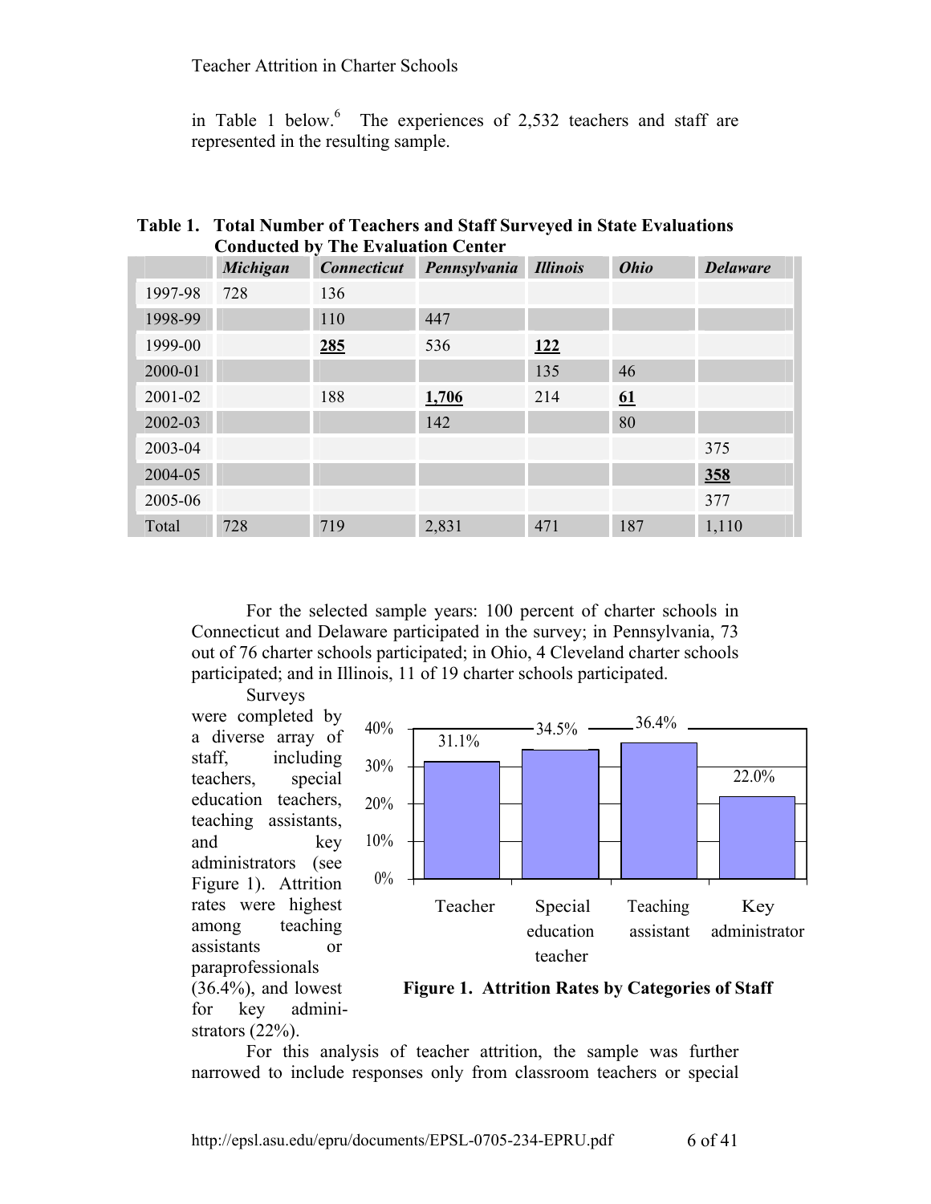in Table 1 below.[6] The experiences of 2,532 teachers and staff are represented in the resulting sample.

**Table 1. Total Number of Teachers and Staff Surveyed in State Evaluations Conducted by The Evaluation Center**

| | *Michigan* | *Connecticut* | *Pennsylvania* | *Illinois* | *Ohio* | *Delaware* |
|---|---|---|---|---|---|---|
| 1997-98 | 728 | 136 | | | | |
| 1998-99 | | 110 | 447 | | | |
| 1999-00 | | **285** | 536 | **122** | | |
| 2000-01 | | | | 135 | 46 | |
| 2001-02 | | 188 | **1,706** | 214 | **61** | |
| 2002-03 | | | 142 | | 80 | |
| 2003-04 | | | | | | 375 |
| 2004-05 | | | | | | **358** |
| 2005-06 | | | | | | 377 |
| Total | 728 | 719 | 2,831 | 471 | 187 | 1,110 |

For the selected sample years: 100 percent of charter schools in Connecticut and Delaware participated in the survey; in Pennsylvania, 73 out of 76 charter schools participated; in Ohio, 4 Cleveland charter schools participated; and in Illinois, 11 of 19 charter schools participated.

Surveys were completed by a diverse array of staff, including teachers, special education teachers, teaching assistants, and key administrators (see Figure 1). Attrition rates were highest among teaching assistants or paraprofessionals (36.4%), and lowest for key administrators (22%).

| | Teacher | Special education teacher | Teaching assistant | Key administrator |
|---|---|---|---|---|
| Attrition rate | 31.1% | 34.5% | 36.4% | 22.0% |

**Figure 1. Attrition Rates by Categories of Staff**

For this analysis of teacher attrition, the sample was further narrowed to include responses only from classroom teachers or special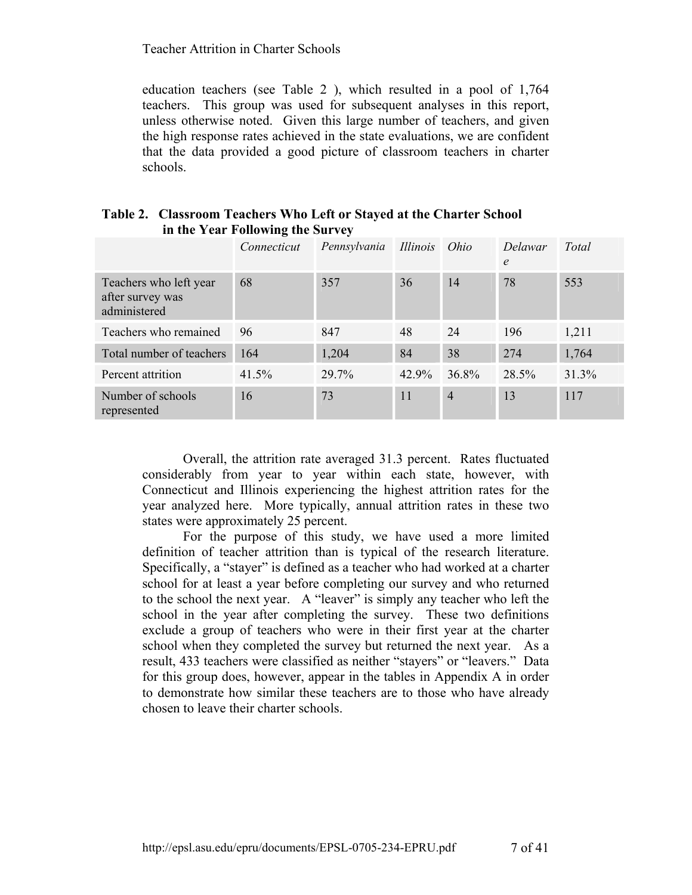education teachers (see Table 2 ), which resulted in a pool of 1,764 teachers. This group was used for subsequent analyses in this report, unless otherwise noted. Given this large number of teachers, and given the high response rates achieved in the state evaluations, we are confident that the data provided a good picture of classroom teachers in charter schools.

**Table 2. Classroom Teachers Who Left or Stayed at the Charter School in the Year Following the Survey**

| | *Connecticut* | *Pennsylvania* | *Illinois* | *Ohio* | *Delaware* | *Total* |
|---|---|---|---|---|---|---|
| Teachers who left year after survey was administered | 68 | 357 | 36 | 14 | 78 | 553 |
| Teachers who remained | 96 | 847 | 48 | 24 | 196 | 1,211 |
| Total number of teachers | 164 | 1,204 | 84 | 38 | 274 | 1,764 |
| Percent attrition | 41.5% | 29.7% | 42.9% | 36.8% | 28.5% | 31.3% |
| Number of schools represented | 16 | 73 | 11 | 4 | 13 | 117 |

Overall, the attrition rate averaged 31.3 percent. Rates fluctuated considerably from year to year within each state, however, with Connecticut and Illinois experiencing the highest attrition rates for the year analyzed here. More typically, annual attrition rates in these two states were approximately 25 percent.

For the purpose of this study, we have used a more limited definition of teacher attrition than is typical of the research literature. Specifically, a "stayer" is defined as a teacher who had worked at a charter school for at least a year before completing our survey and who returned to the school the next year. A "leaver" is simply any teacher who left the school in the year after completing the survey. These two definitions exclude a group of teachers who were in their first year at the charter school when they completed the survey but returned the next year. As a result, 433 teachers were classified as neither "stayers" or "leavers." Data for this group does, however, appear in the tables in Appendix A in order to demonstrate how similar these teachers are to those who have already chosen to leave their charter schools.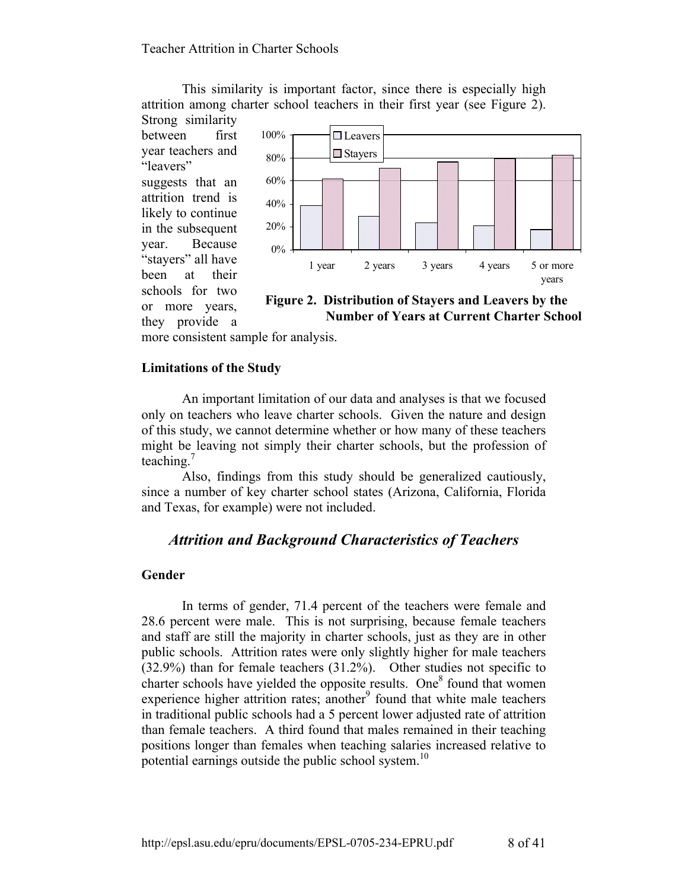This similarity is important factor, since there is especially high attrition among charter school teachers in their first year (see Figure 2). Strong similarity between first year teachers and "leavers" suggests that an attrition trend is likely to continue in the subsequent year. Because "stayers" all have been at their schools for two or more years, they provide a more consistent sample for analysis.

**Figure 2. Distribution of Stayers and Leavers by the Number of Years at Current Charter School**

### Limitations of the Study

An important limitation of our data and analyses is that we focused only on teachers who leave charter schools. Given the nature and design of this study, we cannot determine whether or how many of these teachers might be leaving not simply their charter schools, but the profession of teaching.[7]

Also, findings from this study should be generalized cautiously, since a number of key charter school states (Arizona, California, Florida and Texas, for example) were not included.

## *Attrition and Background Characteristics of Teachers*

### Gender

In terms of gender, 71.4 percent of the teachers were female and 28.6 percent were male. This is not surprising, because female teachers and staff are still the majority in charter schools, just as they are in other public schools. Attrition rates were only slightly higher for male teachers (32.9%) than for female teachers (31.2%). Other studies not specific to charter schools have yielded the opposite results. One[8] found that women experience higher attrition rates; another[9] found that white male teachers in traditional public schools had a 5 percent lower adjusted rate of attrition than female teachers. A third found that males remained in their teaching positions longer than females when teaching salaries increased relative to potential earnings outside the public school system.[10]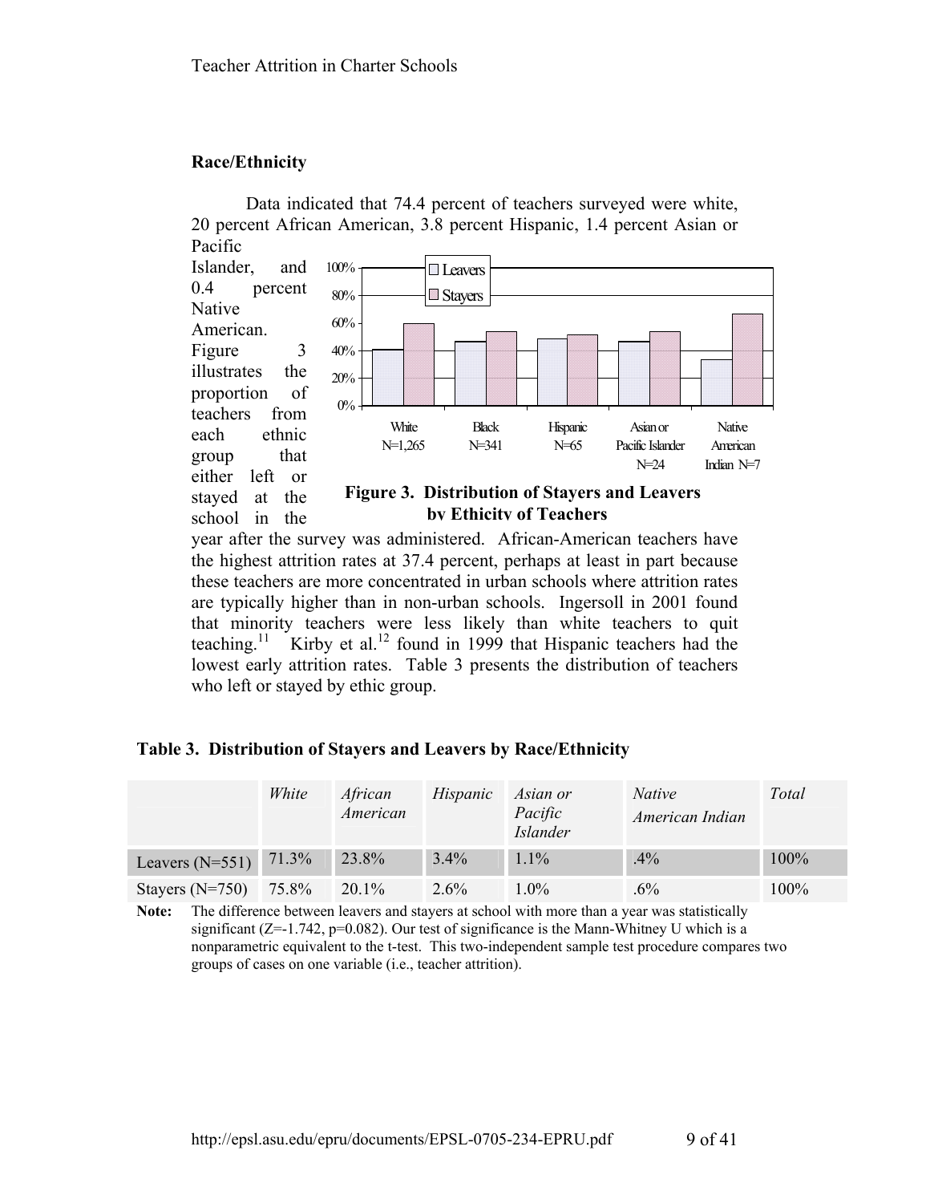## Race/Ethnicity

Data indicated that 74.4 percent of teachers surveyed were white, 20 percent African American, 3.8 percent Hispanic, 1.4 percent Asian or Pacific Islander, and 0.4 percent Native American. Figure 3 illustrates the proportion of teachers from each ethnic group that either left or stayed at the school in the year after the survey was administered. African-American teachers have the highest attrition rates at 37.4 percent, perhaps at least in part because these teachers are more concentrated in urban schools where attrition rates are typically higher than in non-urban schools. Ingersoll in 2001 found that minority teachers were less likely than white teachers to quit teaching.[11] Kirby et al.[12] found in 1999 that Hispanic teachers had the lowest early attrition rates. Table 3 presents the distribution of teachers who left or stayed by ethic group.

**Figure 3. Distribution of Stayers and Leavers by Ethicity of Teachers**

**Table 3. Distribution of Stayers and Leavers by Race/Ethnicity**

| | *White* | *African American* | *Hispanic* | *Asian or Pacific Islander* | *Native American Indian* | *Total* |
|---|---|---|---|---|---|---|
| Leavers (N=551) | 71.3% | 23.8% | 3.4% | 1.1% | .4% | 100% |
| Stayers (N=750) | 75.8% | 20.1% | 2.6% | 1.0% | .6% | 100% |

**Note:** The difference between leavers and stayers at school with more than a year was statistically significant (Z=-1.742, p=0.082). Our test of significance is the Mann-Whitney U which is a nonparametric equivalent to the t-test. This two-independent sample test procedure compares two groups of cases on one variable (i.e., teacher attrition).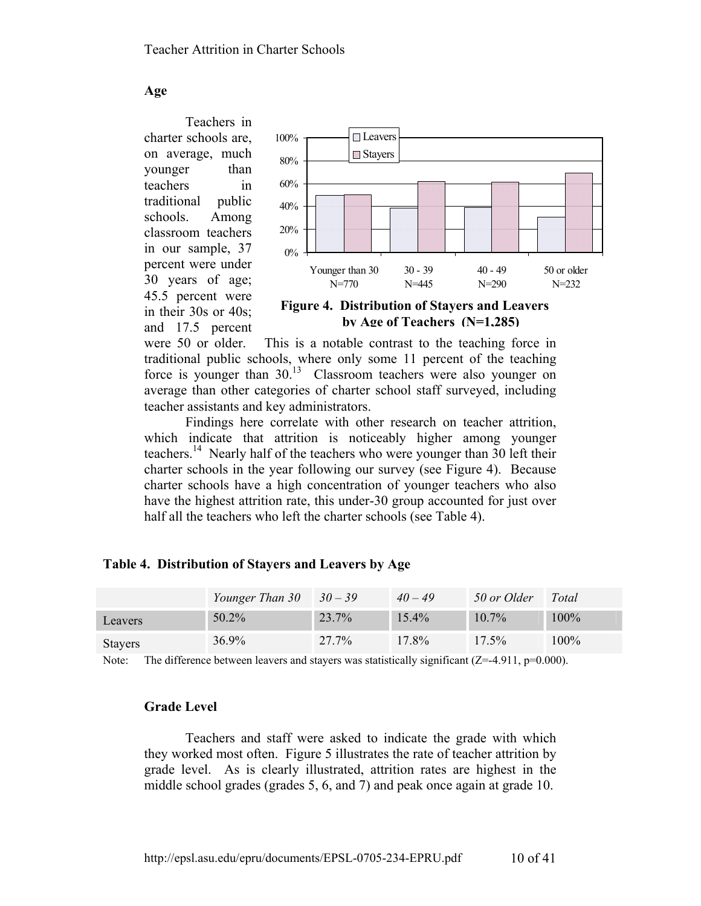## Age

Teachers in charter schools are, on average, much younger than teachers in traditional public schools. Among classroom teachers in our sample, 37 percent were under 30 years of age; 45.5 percent were in their 30s or 40s; and 17.5 percent were 50 or older. This is a notable contrast to the teaching force in traditional public schools, where only some 11 percent of the teaching force is younger than 30.[13] Classroom teachers were also younger on average than other categories of charter school staff surveyed, including teacher assistants and key administrators.

**Figure 4. Distribution of Stayers and Leavers by Age of Teachers (N=1,285)**

Findings here correlate with other research on teacher attrition, which indicate that attrition is noticeably higher among younger teachers.[14] Nearly half of the teachers who were younger than 30 left their charter schools in the year following our survey (see Figure 4). Because charter schools have a high concentration of younger teachers who also have the highest attrition rate, this under-30 group accounted for just over half all the teachers who left the charter schools (see Table 4).

**Table 4. Distribution of Stayers and Leavers by Age**

| | *Younger Than 30* | *30 – 39* | *40 – 49* | *50 or Older* | *Total* |
|---|---|---|---|---|---|
| Leavers | 50.2% | 23.7% | 15.4% | 10.7% | 100% |
| Stayers | 36.9% | 27.7% | 17.8% | 17.5% | 100% |

Note: The difference between leavers and stayers was statistically significant ($Z=-4.911$, $p=0.000$).

## Grade Level

Teachers and staff were asked to indicate the grade with which they worked most often. Figure 5 illustrates the rate of teacher attrition by grade level. As is clearly illustrated, attrition rates are highest in the middle school grades (grades 5, 6, and 7) and peak once again at grade 10.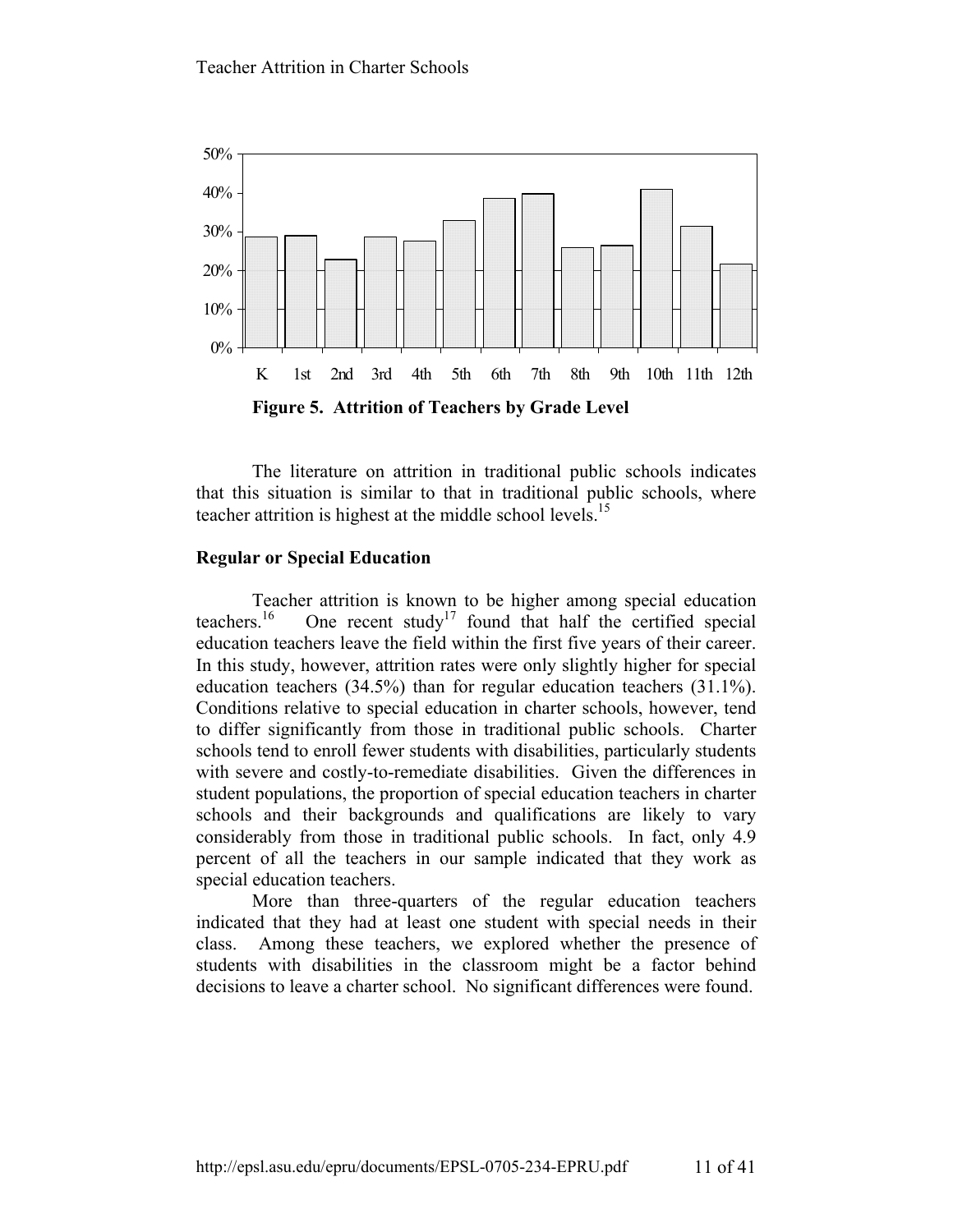Figure 5. Attrition of Teachers by Grade Level

The literature on attrition in traditional public schools indicates that this situation is similar to that in traditional public schools, where teacher attrition is highest at the middle school levels.[15]

### Regular or Special Education

Teacher attrition is known to be higher among special education teachers.[16] One recent study[17] found that half the certified special education teachers leave the field within the first five years of their career. In this study, however, attrition rates were only slightly higher for special education teachers (34.5%) than for regular education teachers (31.1%). Conditions relative to special education in charter schools, however, tend to differ significantly from those in traditional public schools. Charter schools tend to enroll fewer students with disabilities, particularly students with severe and costly-to-remediate disabilities. Given the differences in student populations, the proportion of special education teachers in charter schools and their backgrounds and qualifications are likely to vary considerably from those in traditional public schools. In fact, only 4.9 percent of all the teachers in our sample indicated that they work as special education teachers.

More than three-quarters of the regular education teachers indicated that they had at least one student with special needs in their class. Among these teachers, we explored whether the presence of students with disabilities in the classroom might be a factor behind decisions to leave a charter school. No significant differences were found.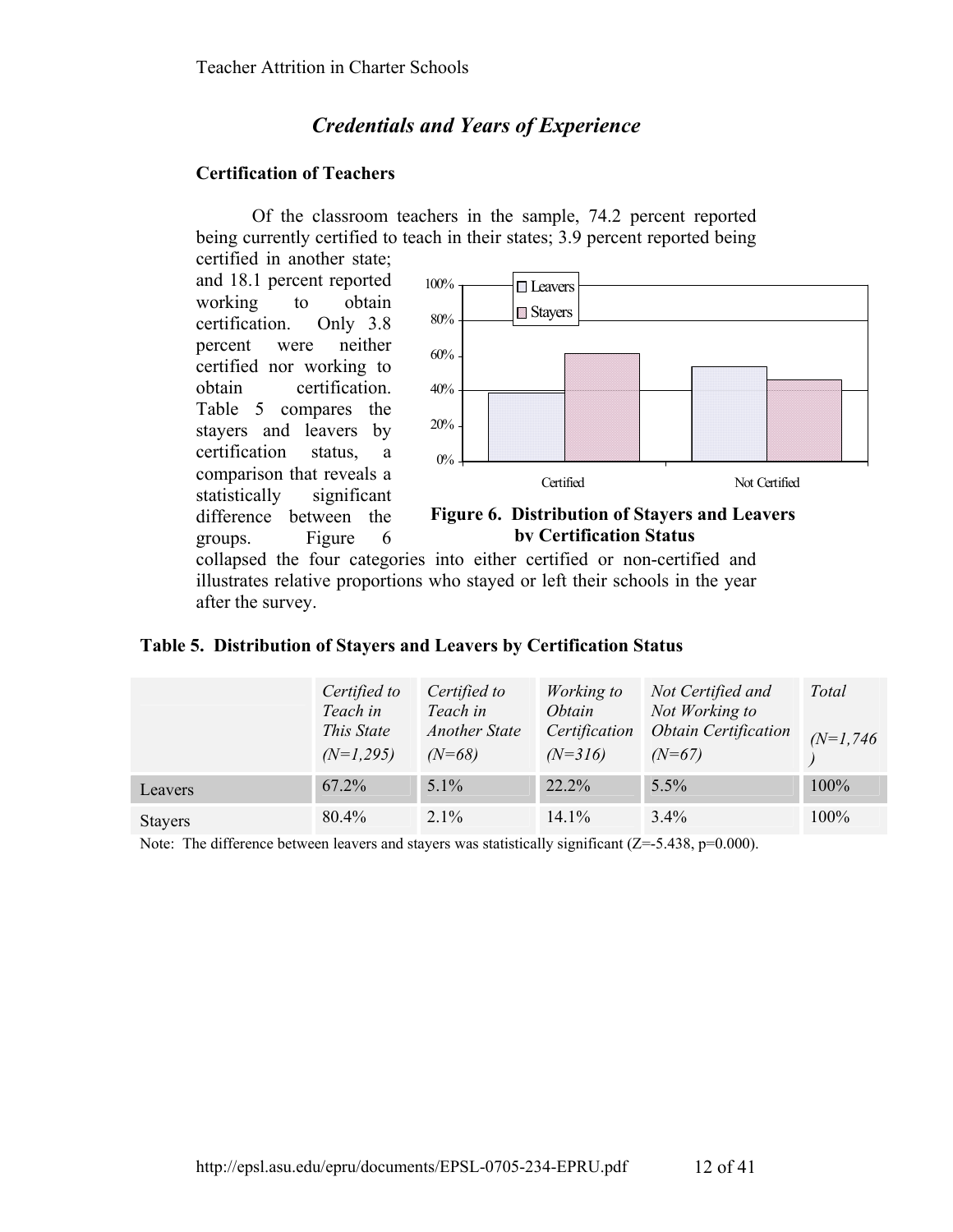## *Credentials and Years of Experience*

### Certification of Teachers

Of the classroom teachers in the sample, 74.2 percent reported being currently certified to teach in their states; 3.9 percent reported being certified in another state; and 18.1 percent reported working to obtain certification. Only 3.8 percent were neither certified nor working to obtain certification. Table 5 compares the stayers and leavers by certification status, a comparison that reveals a statistically significant difference between the groups. Figure 6 collapsed the four categories into either certified or non-certified and illustrates relative proportions who stayed or left their schools in the year after the survey.

**Figure 6. Distribution of Stayers and Leavers by Certification Status**

**Table 5. Distribution of Stayers and Leavers by Certification Status**

| | *Certified to Teach in This State (N=1,295)* | *Certified to Teach in Another State (N=68)* | *Working to Obtain Certification (N=316)* | *Not Certified and Not Working to Obtain Certification (N=67)* | *Total (N=1,746)* |
|---|---|---|---|---|---|
| Leavers | 67.2% | 5.1% | 22.2% | 5.5% | 100% |
| Stayers | 80.4% | 2.1% | 14.1% | 3.4% | 100% |

Note: The difference between leavers and stayers was statistically significant ($Z=-5.438$, $p=0.000$).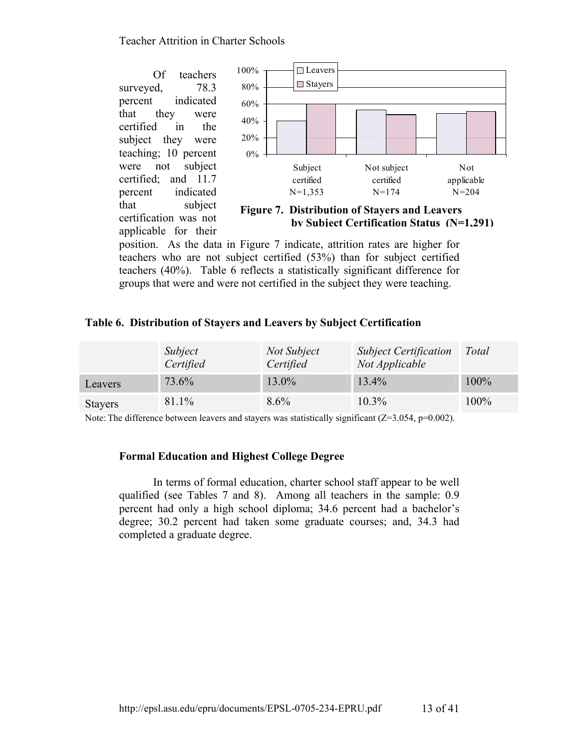Of teachers surveyed, 78.3 percent indicated that they were certified in the subject they were teaching; 10 percent were not subject certified; and 11.7 percent indicated that subject certification was not applicable for their position. As the data in Figure 7 indicate, attrition rates are higher for teachers who are not subject certified (53%) than for subject certified teachers (40%). Table 6 reflects a statistically significant difference for groups that were and were not certified in the subject they were teaching.

**Figure 7. Distribution of Stayers and Leavers by Subject Certification Status (N=1,291)**

**Table 6. Distribution of Stayers and Leavers by Subject Certification**

| | *Subject Certified* | *Not Subject Certified* | *Subject Certification Not Applicable* | *Total* |
|---|---|---|---|---|
| Leavers | 73.6% | 13.0% | 13.4% | 100% |
| Stayers | 81.1% | 8.6% | 10.3% | 100% |

Note: The difference between leavers and stayers was statistically significant ($Z=3.054$, $p=0.002$).

### Formal Education and Highest College Degree

In terms of formal education, charter school staff appear to be well qualified (see Tables 7 and 8). Among all teachers in the sample: 0.9 percent had only a high school diploma; 34.6 percent had a bachelor's degree; 30.2 percent had taken some graduate courses; and, 34.3 had completed a graduate degree.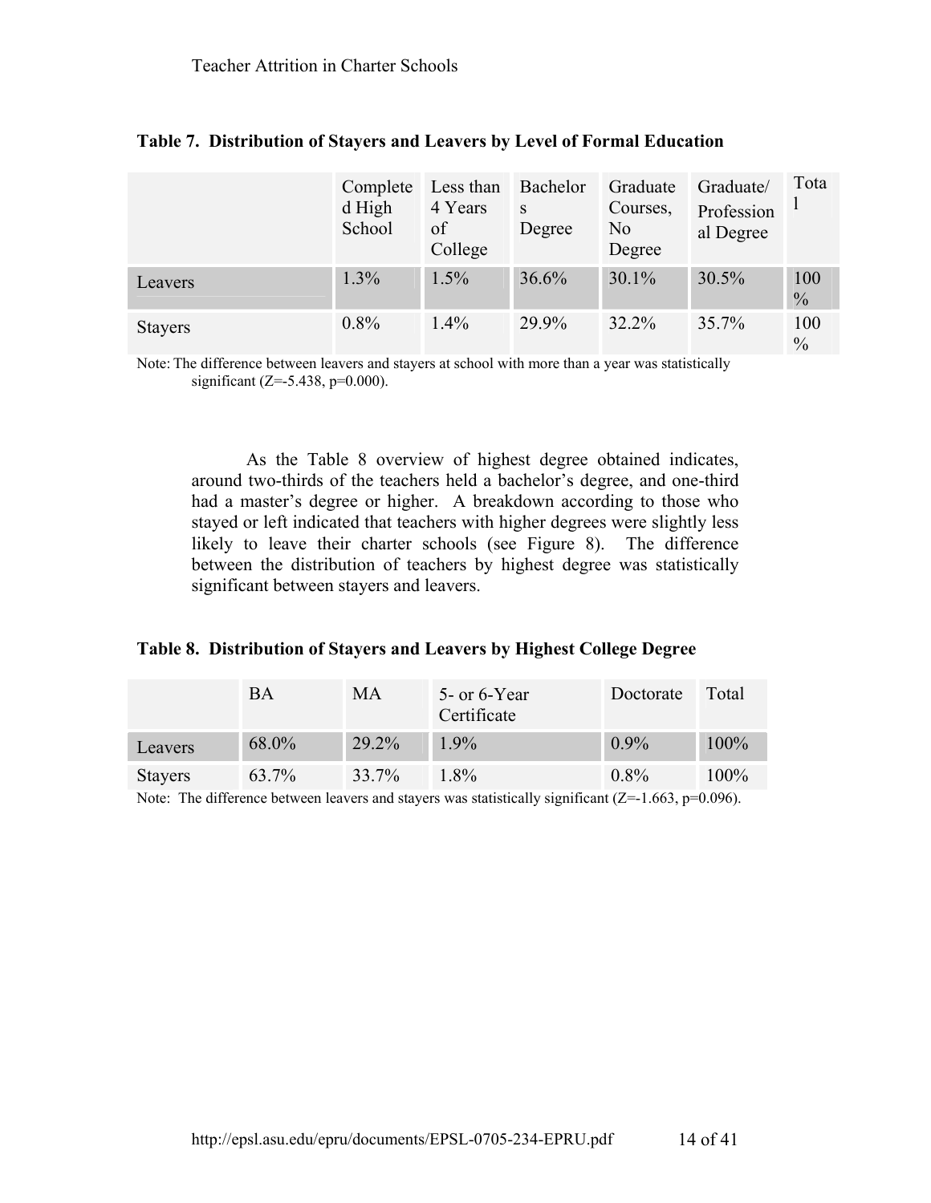**Table 7. Distribution of Stayers and Leavers by Level of Formal Education**

| | Completed High School | Less than 4 Years of College | Bachelors Degree | Graduate Courses, No Degree | Graduate/ Professional Degree | Total |
|---|---|---|---|---|---|---|
| Leavers | 1.3% | 1.5% | 36.6% | 30.1% | 30.5% | 100 % |
| Stayers | 0.8% | 1.4% | 29.9% | 32.2% | 35.7% | 100 % |

Note: The difference between leavers and stayers at school with more than a year was statistically significant (Z=-5.438, p=0.000).

As the Table 8 overview of highest degree obtained indicates, around two-thirds of the teachers held a bachelor's degree, and one-third had a master's degree or higher. A breakdown according to those who stayed or left indicated that teachers with higher degrees were slightly less likely to leave their charter schools (see Figure 8). The difference between the distribution of teachers by highest degree was statistically significant between stayers and leavers.

**Table 8. Distribution of Stayers and Leavers by Highest College Degree**

| | BA | MA | 5- or 6-Year Certificate | Doctorate | Total |
|---|---|---|---|---|---|
| Leavers | 68.0% | 29.2% | 1.9% | 0.9% | 100% |
| Stayers | 63.7% | 33.7% | 1.8% | 0.8% | 100% |

Note: The difference between leavers and stayers was statistically significant (Z=-1.663, p=0.096).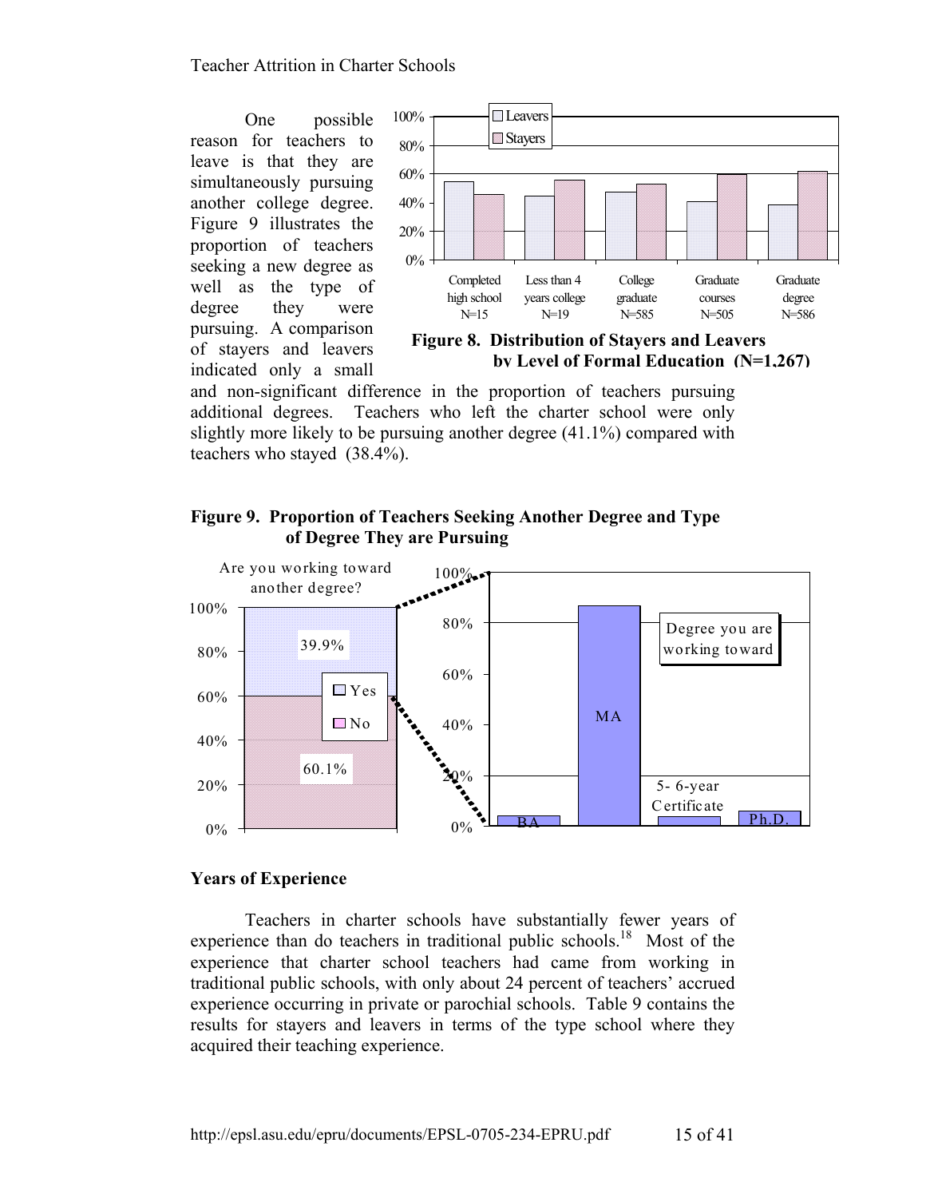One possible reason for teachers to leave is that they are simultaneously pursuing another college degree. Figure 9 illustrates the proportion of teachers seeking a new degree as well as the type of degree they were pursuing. A comparison of stayers and leavers indicated only a small and non-significant difference in the proportion of teachers pursuing additional degrees. Teachers who left the charter school were only slightly more likely to be pursuing another degree (41.1%) compared with teachers who stayed (38.4%).

**Figure 8. Distribution of Stayers and Leavers by Level of Formal Education (N=1,267)**

**Figure 9. Proportion of Teachers Seeking Another Degree and Type of Degree They are Pursuing**

## Years of Experience

Teachers in charter schools have substantially fewer years of experience than do teachers in traditional public schools.[18] Most of the experience that charter school teachers had came from working in traditional public schools, with only about 24 percent of teachers' accrued experience occurring in private or parochial schools. Table 9 contains the results for stayers and leavers in terms of the type school where they acquired their teaching experience.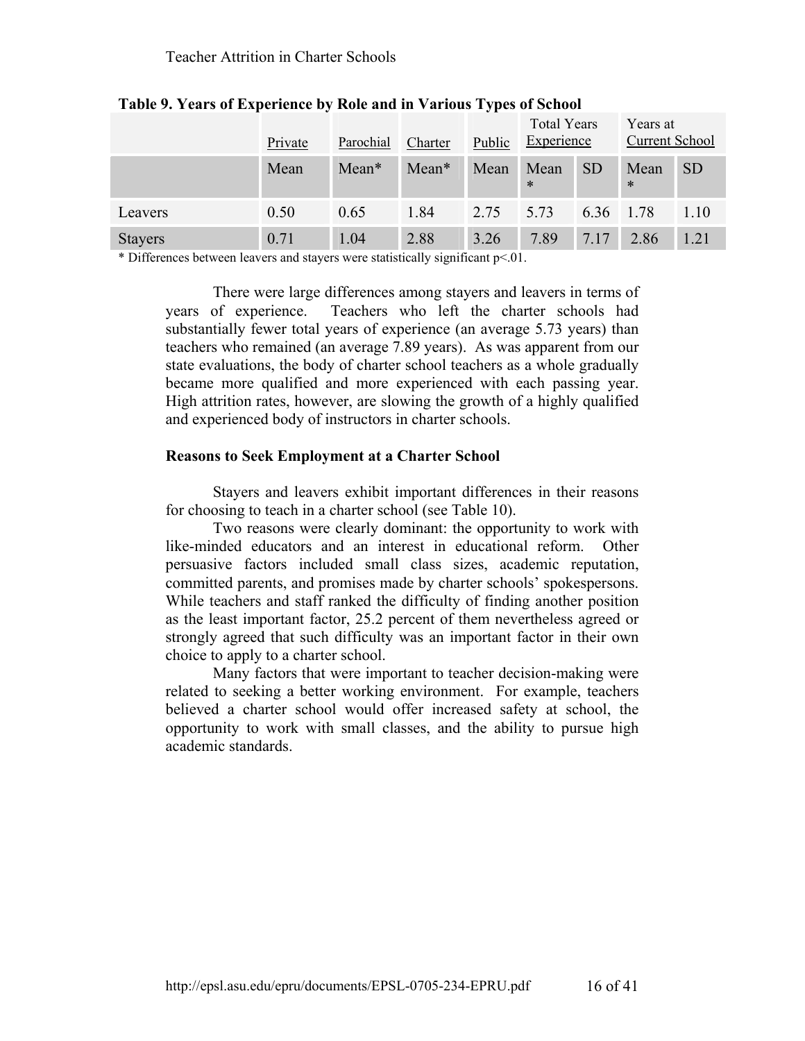**Table 9. Years of Experience by Role and in Various Types of School**

| | Private | Parochial | Charter | Public | Total Years Experience | | Years at Current School | |
|---|---|---|---|---|---|---|---|---|
| | Mean | Mean* | Mean* | Mean | Mean * | SD | Mean * | SD |
| Leavers | 0.50 | 0.65 | 1.84 | 2.75 | 5.73 | 6.36 | 1.78 | 1.10 |
| Stayers | 0.71 | 1.04 | 2.88 | 3.26 | 7.89 | 7.17 | 2.86 | 1.21 |

* Differences between leavers and stayers were statistically significant $p<.01$.

There were large differences among stayers and leavers in terms of years of experience. Teachers who left the charter schools had substantially fewer total years of experience (an average 5.73 years) than teachers who remained (an average 7.89 years). As was apparent from our state evaluations, the body of charter school teachers as a whole gradually became more qualified and more experienced with each passing year. High attrition rates, however, are slowing the growth of a highly qualified and experienced body of instructors in charter schools.

**Reasons to Seek Employment at a Charter School**

Stayers and leavers exhibit important differences in their reasons for choosing to teach in a charter school (see Table 10).

Two reasons were clearly dominant: the opportunity to work with like-minded educators and an interest in educational reform. Other persuasive factors included small class sizes, academic reputation, committed parents, and promises made by charter schools' spokespersons. While teachers and staff ranked the difficulty of finding another position as the least important factor, 25.2 percent of them nevertheless agreed or strongly agreed that such difficulty was an important factor in their own choice to apply to a charter school.

Many factors that were important to teacher decision-making were related to seeking a better working environment. For example, teachers believed a charter school would offer increased safety at school, the opportunity to work with small classes, and the ability to pursue high academic standards.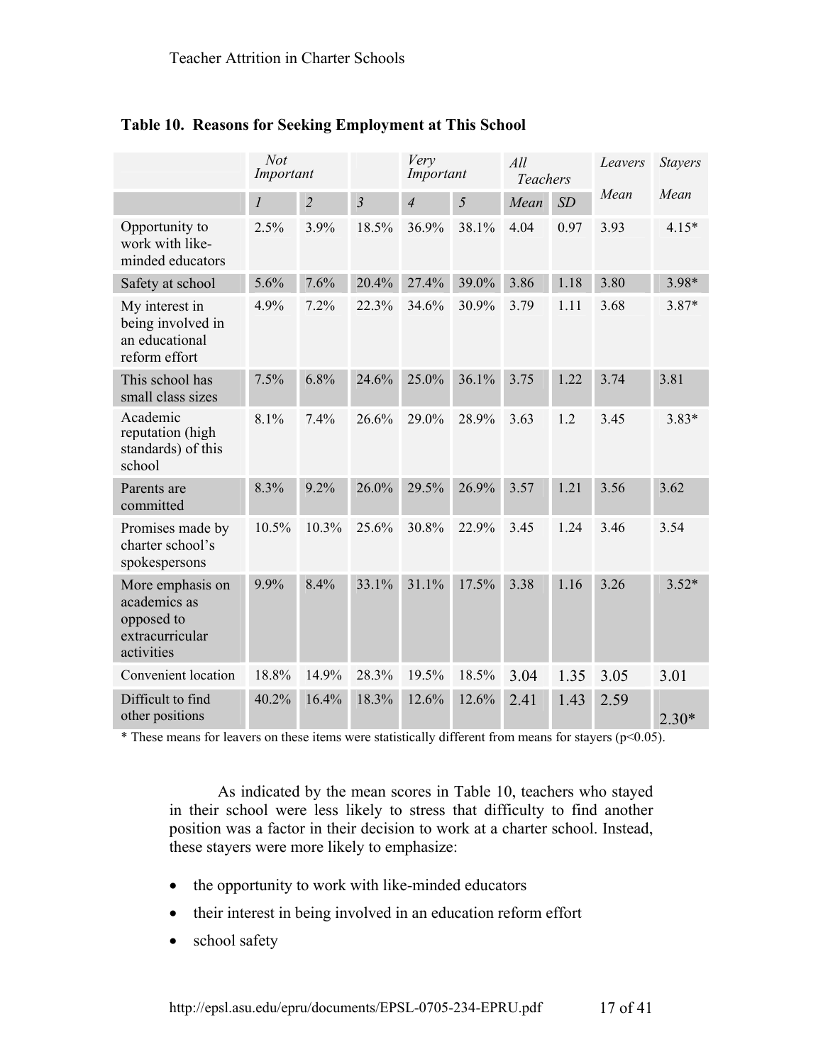**Table 10. Reasons for Seeking Employment at This School**

| | *Not Important* | | | *Very Important* | | *All Teachers* | | *Leavers* | *Stayers* |
|---|---|---|---|---|---|---|---|---|---|
| | *1* | *2* | *3* | *4* | *5* | *Mean* | *SD* | *Mean* | *Mean* |
| Opportunity to work with like-minded educators | 2.5% | 3.9% | 18.5% | 36.9% | 38.1% | 4.04 | 0.97 | 3.93 | 4.15* |
| Safety at school | 5.6% | 7.6% | 20.4% | 27.4% | 39.0% | 3.86 | 1.18 | 3.80 | 3.98* |
| My interest in being involved in an educational reform effort | 4.9% | 7.2% | 22.3% | 34.6% | 30.9% | 3.79 | 1.11 | 3.68 | 3.87* |
| This school has small class sizes | 7.5% | 6.8% | 24.6% | 25.0% | 36.1% | 3.75 | 1.22 | 3.74 | 3.81 |
| Academic reputation (high standards) of this school | 8.1% | 7.4% | 26.6% | 29.0% | 28.9% | 3.63 | 1.2 | 3.45 | 3.83* |
| Parents are committed | 8.3% | 9.2% | 26.0% | 29.5% | 26.9% | 3.57 | 1.21 | 3.56 | 3.62 |
| Promises made by charter school's spokespersons | 10.5% | 10.3% | 25.6% | 30.8% | 22.9% | 3.45 | 1.24 | 3.46 | 3.54 |
| More emphasis on academics as opposed to extracurricular activities | 9.9% | 8.4% | 33.1% | 31.1% | 17.5% | 3.38 | 1.16 | 3.26 | 3.52* |
| Convenient location | 18.8% | 14.9% | 28.3% | 19.5% | 18.5% | 3.04 | 1.35 | 3.05 | 3.01 |
| Difficult to find other positions | 40.2% | 16.4% | 18.3% | 12.6% | 12.6% | 2.41 | 1.43 | 2.59 | 2.30* |

* These means for leavers on these items were statistically different from means for stayers ($p<0.05$).

As indicated by the mean scores in Table 10, teachers who stayed in their school were less likely to stress that difficulty to find another position was a factor in their decision to work at a charter school. Instead, these stayers were more likely to emphasize:

- the opportunity to work with like-minded educators
- their interest in being involved in an education reform effort
- school safety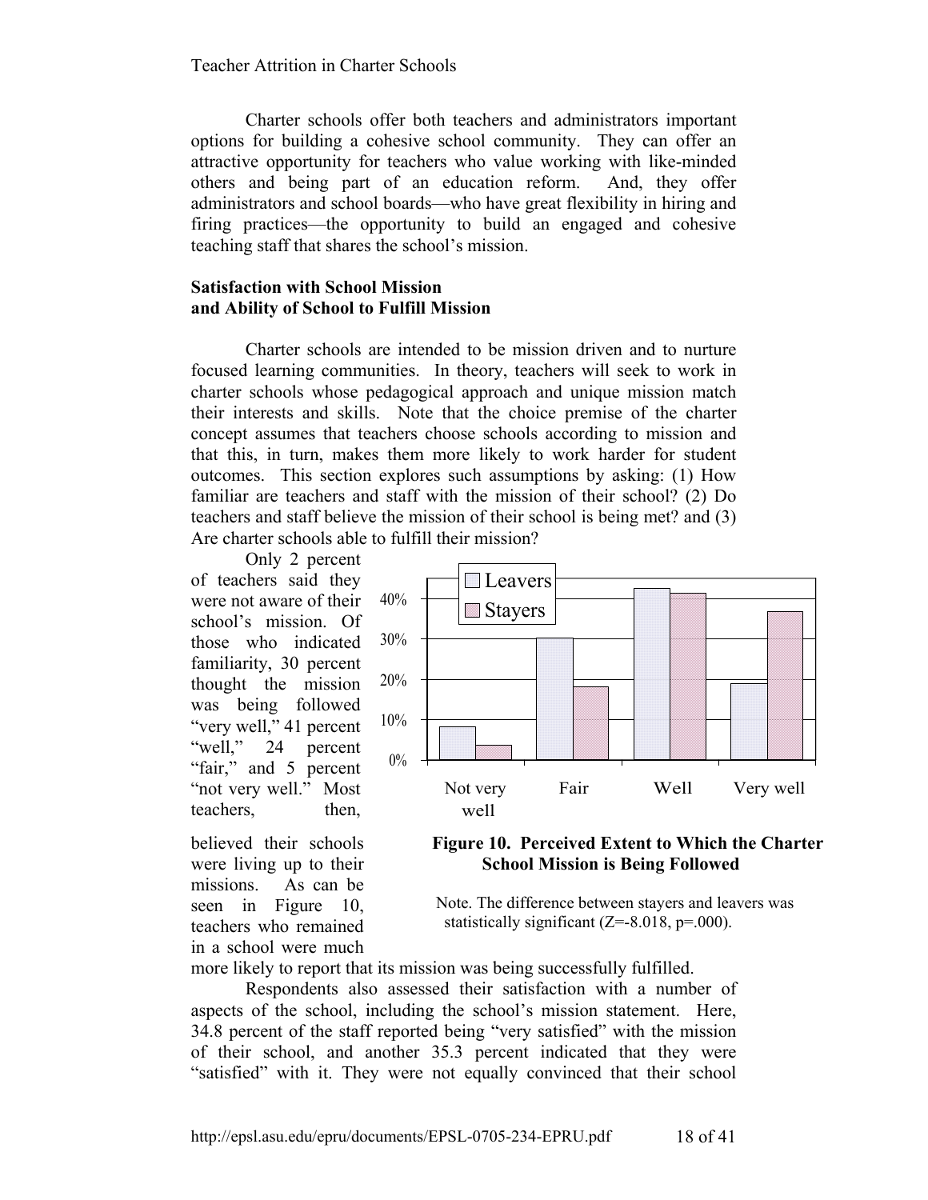Charter schools offer both teachers and administrators important options for building a cohesive school community. They can offer an attractive opportunity for teachers who value working with like-minded others and being part of an education reform. And, they offer administrators and school boards—who have great flexibility in hiring and firing practices—the opportunity to build an engaged and cohesive teaching staff that shares the school's mission.

**Satisfaction with School Mission and Ability of School to Fulfill Mission**

Charter schools are intended to be mission driven and to nurture focused learning communities. In theory, teachers will seek to work in charter schools whose pedagogical approach and unique mission match their interests and skills. Note that the choice premise of the charter concept assumes that teachers choose schools according to mission and that this, in turn, makes them more likely to work harder for student outcomes. This section explores such assumptions by asking: (1) How familiar are teachers and staff with the mission of their school? (2) Do teachers and staff believe the mission of their school is being met? and (3) Are charter schools able to fulfill their mission?

Only 2 percent of teachers said they were not aware of their school's mission. Of those who indicated familiarity, 30 percent thought the mission was being followed "very well," 41 percent "well," 24 percent "fair," and 5 percent "not very well." Most teachers, then, believed their schools were living up to their missions. As can be seen in Figure 10, teachers who remained in a school were much more likely to report that its mission was being successfully fulfilled.

**Figure 10. Perceived Extent to Which the Charter School Mission is Being Followed**

Note. The difference between stayers and leavers was statistically significant ($Z=-8.018$, $p=.000$).

Respondents also assessed their satisfaction with a number of aspects of the school, including the school's mission statement. Here, 34.8 percent of the staff reported being "very satisfied" with the mission of their school, and another 35.3 percent indicated that they were "satisfied" with it. They were not equally convinced that their school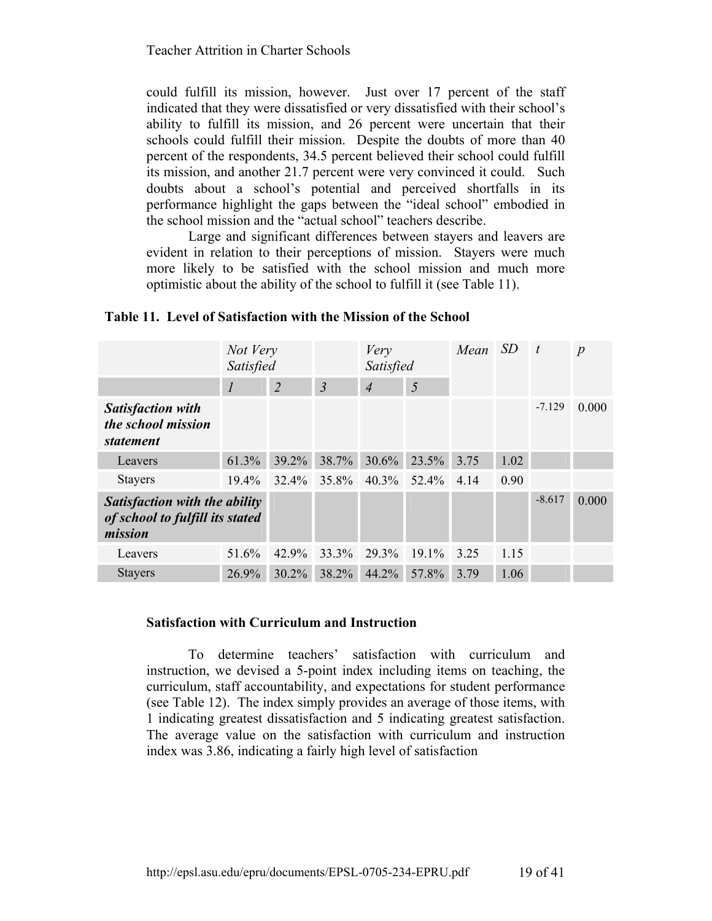could fulfill its mission, however. Just over 17 percent of the staff indicated that they were dissatisfied or very dissatisfied with their school's ability to fulfill its mission, and 26 percent were uncertain that their schools could fulfill their mission. Despite the doubts of more than 40 percent of the respondents, 34.5 percent believed their school could fulfill its mission, and another 21.7 percent were very convinced it could. Such doubts about a school's potential and perceived shortfalls in its performance highlight the gaps between the "ideal school" embodied in the school mission and the "actual school" teachers describe.

Large and significant differences between stayers and leavers are evident in relation to their perceptions of mission. Stayers were much more likely to be satisfied with the school mission and much more optimistic about the ability of the school to fulfill it (see Table 11).

**Table 11. Level of Satisfaction with the Mission of the School**

| | *Not Very Satisfied* | | | *Very Satisfied* | | *Mean* | *SD* | *t* | *p* |
|---|---|---|---|---|---|---|---|---|---|
| | *1* | *2* | *3* | *4* | *5* | | | | |
| ***Satisfaction with the school mission statement*** | | | | | | | | -7.129 | 0.000 |
| Leavers | 61.3% | 39.2% | 38.7% | 30.6% | 23.5% | 3.75 | 1.02 | | |
| Stayers | 19.4% | 32.4% | 35.8% | 40.3% | 52.4% | 4.14 | 0.90 | | |
| ***Satisfaction with the ability of school to fulfill its stated mission*** | | | | | | | | -8.617 | 0.000 |
| Leavers | 51.6% | 42.9% | 33.3% | 29.3% | 19.1% | 3.25 | 1.15 | | |
| Stayers | 26.9% | 30.2% | 38.2% | 44.2% | 57.8% | 3.79 | 1.06 | | |

### Satisfaction with Curriculum and Instruction

To determine teachers' satisfaction with curriculum and instruction, we devised a 5-point index including items on teaching, the curriculum, staff accountability, and expectations for student performance (see Table 12). The index simply provides an average of those items, with 1 indicating greatest dissatisfaction and 5 indicating greatest satisfaction. The average value on the satisfaction with curriculum and instruction index was 3.86, indicating a fairly high level of satisfaction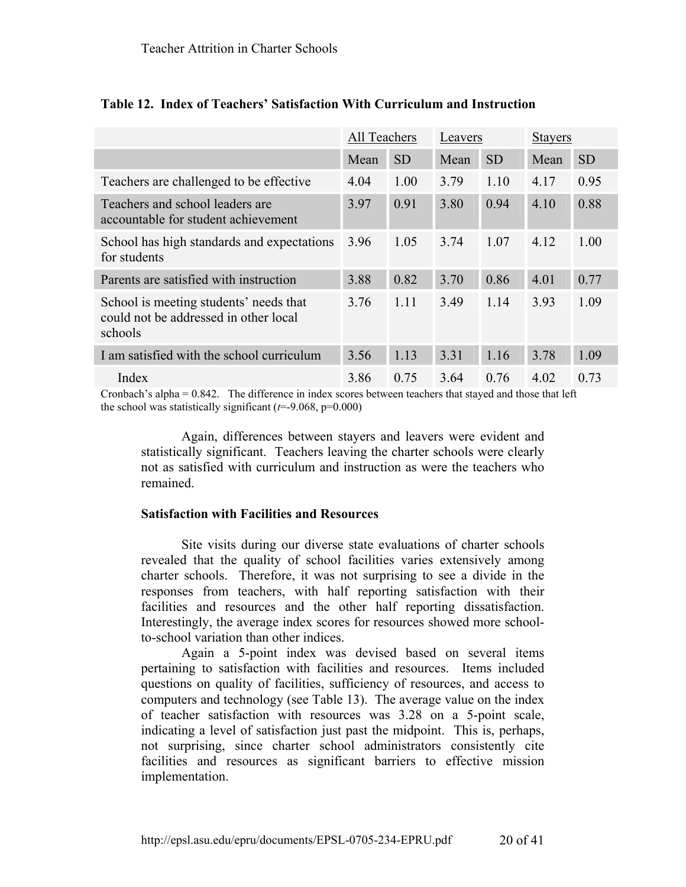**Table 12. Index of Teachers' Satisfaction With Curriculum and Instruction**

| | All Teachers | | Leavers | | Stayers | |
|---|---|---|---|---|---|---|
| | Mean | SD | Mean | SD | Mean | SD |
| Teachers are challenged to be effective | 4.04 | 1.00 | 3.79 | 1.10 | 4.17 | 0.95 |
| Teachers and school leaders are accountable for student achievement | 3.97 | 0.91 | 3.80 | 0.94 | 4.10 | 0.88 |
| School has high standards and expectations for students | 3.96 | 1.05 | 3.74 | 1.07 | 4.12 | 1.00 |
| Parents are satisfied with instruction | 3.88 | 0.82 | 3.70 | 0.86 | 4.01 | 0.77 |
| School is meeting students' needs that could not be addressed in other local schools | 3.76 | 1.11 | 3.49 | 1.14 | 3.93 | 1.09 |
| I am satisfied with the school curriculum | 3.56 | 1.13 | 3.31 | 1.16 | 3.78 | 1.09 |
| Index | 3.86 | 0.75 | 3.64 | 0.76 | 4.02 | 0.73 |

Cronbach's alpha = 0.842. The difference in index scores between teachers that stayed and those that left the school was statistically significant ($t$=-9.068, p=0.000)

Again, differences between stayers and leavers were evident and statistically significant. Teachers leaving the charter schools were clearly not as satisfied with curriculum and instruction as were the teachers who remained.

**Satisfaction with Facilities and Resources**

Site visits during our diverse state evaluations of charter schools revealed that the quality of school facilities varies extensively among charter schools. Therefore, it was not surprising to see a divide in the responses from teachers, with half reporting satisfaction with their facilities and resources and the other half reporting dissatisfaction. Interestingly, the average index scores for resources showed more school-to-school variation than other indices.

Again a 5-point index was devised based on several items pertaining to satisfaction with facilities and resources. Items included questions on quality of facilities, sufficiency of resources, and access to computers and technology (see Table 13). The average value on the index of teacher satisfaction with resources was 3.28 on a 5-point scale, indicating a level of satisfaction just past the midpoint. This is, perhaps, not surprising, since charter school administrators consistently cite facilities and resources as significant barriers to effective mission implementation.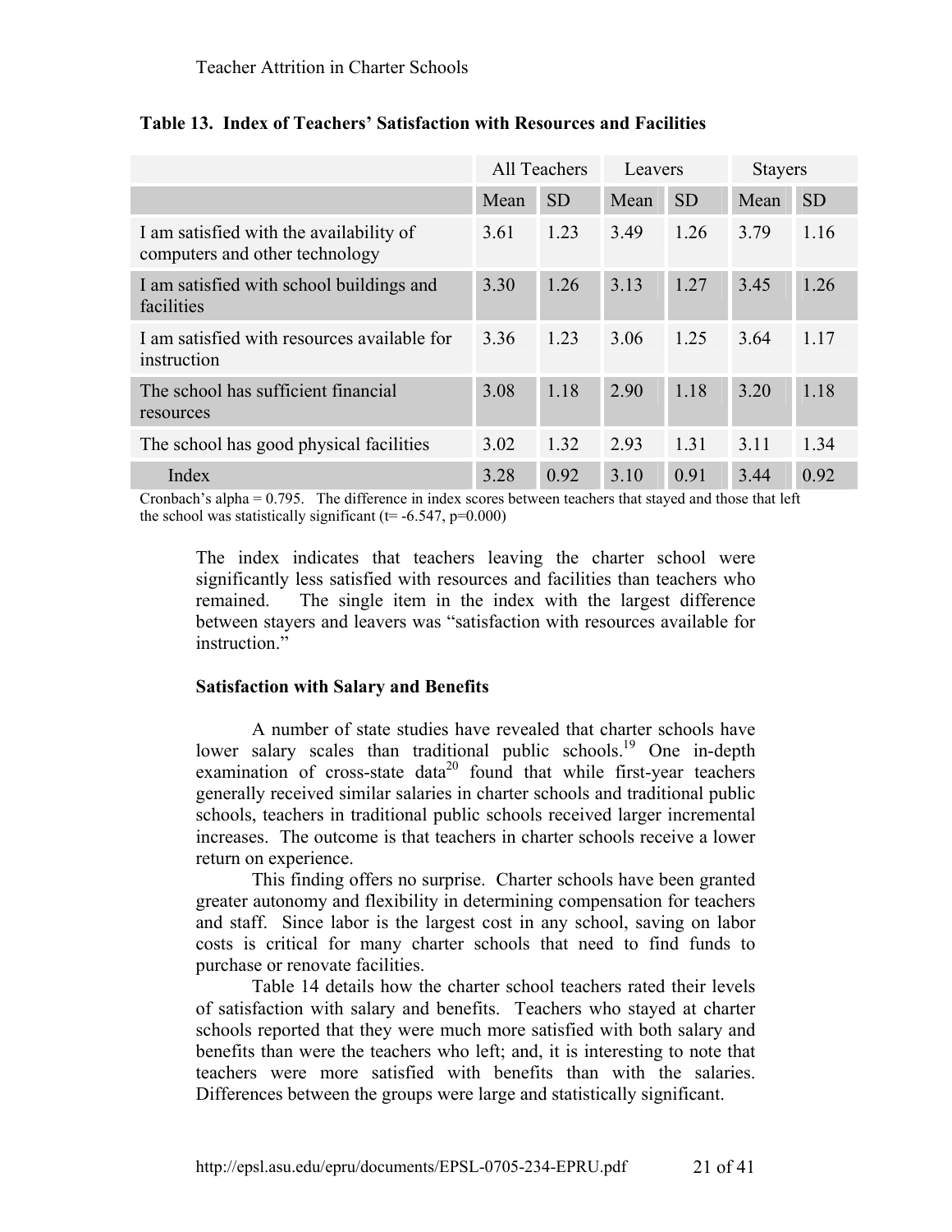**Table 13. Index of Teachers' Satisfaction with Resources and Facilities**

| | All Teachers | | Leavers | | Stayers | |
|---|---|---|---|---|---|---|
| | Mean | SD | Mean | SD | Mean | SD |
| I am satisfied with the availability of computers and other technology | 3.61 | 1.23 | 3.49 | 1.26 | 3.79 | 1.16 |
| I am satisfied with school buildings and facilities | 3.30 | 1.26 | 3.13 | 1.27 | 3.45 | 1.26 |
| I am satisfied with resources available for instruction | 3.36 | 1.23 | 3.06 | 1.25 | 3.64 | 1.17 |
| The school has sufficient financial resources | 3.08 | 1.18 | 2.90 | 1.18 | 3.20 | 1.18 |
| The school has good physical facilities | 3.02 | 1.32 | 2.93 | 1.31 | 3.11 | 1.34 |
| Index | 3.28 | 0.92 | 3.10 | 0.91 | 3.44 | 0.92 |

Cronbach's alpha = 0.795. The difference in index scores between teachers that stayed and those that left the school was statistically significant ($t = -6.547$, $p=0.000$)

The index indicates that teachers leaving the charter school were significantly less satisfied with resources and facilities than teachers who remained. The single item in the index with the largest difference between stayers and leavers was "satisfaction with resources available for instruction."

### Satisfaction with Salary and Benefits

A number of state studies have revealed that charter schools have lower salary scales than traditional public schools.[19] One in-depth examination of cross-state data[20] found that while first-year teachers generally received similar salaries in charter schools and traditional public schools, teachers in traditional public schools received larger incremental increases. The outcome is that teachers in charter schools receive a lower return on experience.

This finding offers no surprise. Charter schools have been granted greater autonomy and flexibility in determining compensation for teachers and staff. Since labor is the largest cost in any school, saving on labor costs is critical for many charter schools that need to find funds to purchase or renovate facilities.

Table 14 details how the charter school teachers rated their levels of satisfaction with salary and benefits. Teachers who stayed at charter schools reported that they were much more satisfied with both salary and benefits than were the teachers who left; and, it is interesting to note that teachers were more satisfied with benefits than with the salaries. Differences between the groups were large and statistically significant.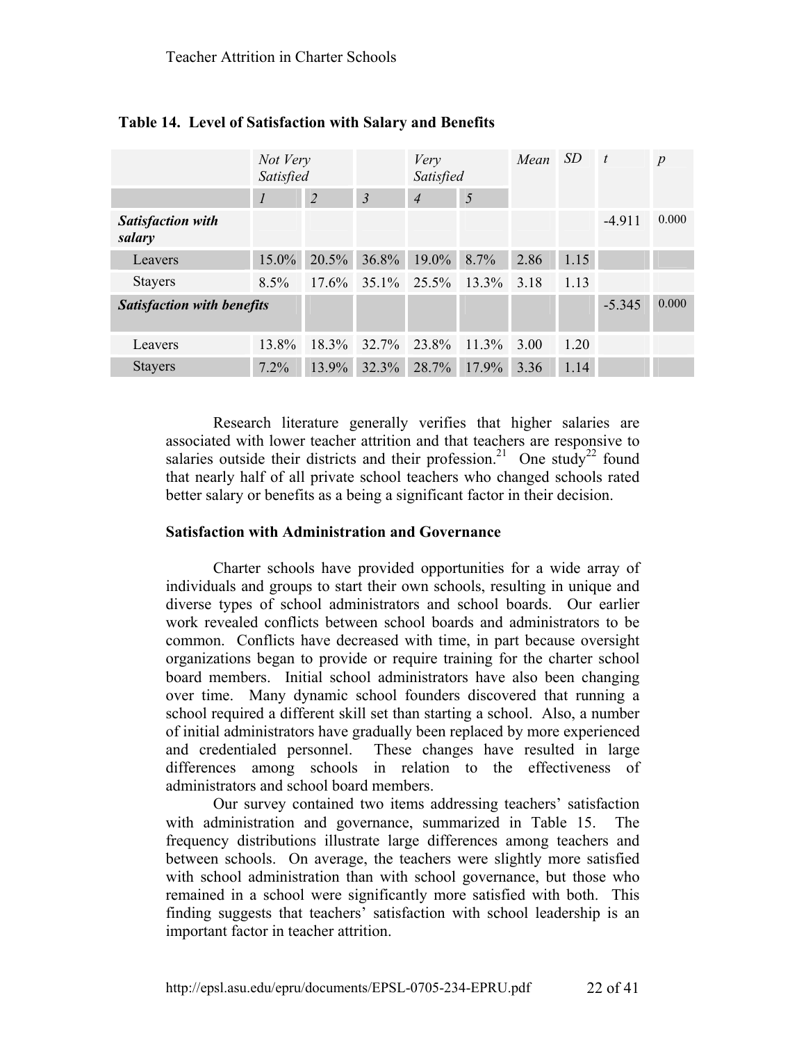**Table 14. Level of Satisfaction with Salary and Benefits**

| | *Not Very Satisfied* | | | *Very Satisfied* | | *Mean* | *SD* | *t* | *p* |
|---|---|---|---|---|---|---|---|---|---|
| | *1* | *2* | *3* | *4* | *5* | | | | |
| ***Satisfaction with salary*** | | | | | | | | -4.911 | 0.000 |
| Leavers | 15.0% | 20.5% | 36.8% | 19.0% | 8.7% | 2.86 | 1.15 | | |
| Stayers | 8.5% | 17.6% | 35.1% | 25.5% | 13.3% | 3.18 | 1.13 | | |
| ***Satisfaction with benefits*** | | | | | | | | -5.345 | 0.000 |
| Leavers | 13.8% | 18.3% | 32.7% | 23.8% | 11.3% | 3.00 | 1.20 | | |
| Stayers | 7.2% | 13.9% | 32.3% | 28.7% | 17.9% | 3.36 | 1.14 | | |

Research literature generally verifies that higher salaries are associated with lower teacher attrition and that teachers are responsive to salaries outside their districts and their profession.[21] One study[22] found that nearly half of all private school teachers who changed schools rated better salary or benefits as a being a significant factor in their decision.

### Satisfaction with Administration and Governance

Charter schools have provided opportunities for a wide array of individuals and groups to start their own schools, resulting in unique and diverse types of school administrators and school boards. Our earlier work revealed conflicts between school boards and administrators to be common. Conflicts have decreased with time, in part because oversight organizations began to provide or require training for the charter school board members. Initial school administrators have also been changing over time. Many dynamic school founders discovered that running a school required a different skill set than starting a school. Also, a number of initial administrators have gradually been replaced by more experienced and credentialed personnel. These changes have resulted in large differences among schools in relation to the effectiveness of administrators and school board members.

Our survey contained two items addressing teachers' satisfaction with administration and governance, summarized in Table 15. The frequency distributions illustrate large differences among teachers and between schools. On average, the teachers were slightly more satisfied with school administration than with school governance, but those who remained in a school were significantly more satisfied with both. This finding suggests that teachers' satisfaction with school leadership is an important factor in teacher attrition.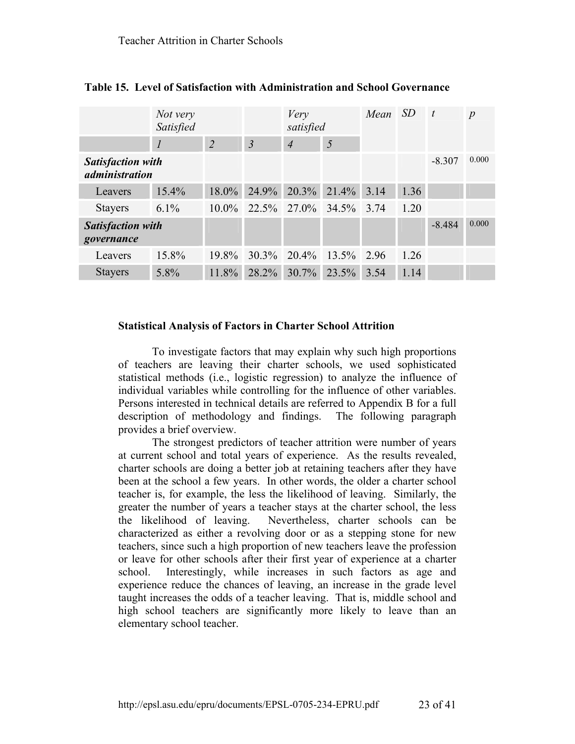**Table 15. Level of Satisfaction with Administration and School Governance**

| | *Not very Satisfied* | | | *Very satisfied* | | *Mean* | *SD* | *t* | *p* |
|---|---|---|---|---|---|---|---|---|---|
| | *1* | *2* | *3* | *4* | *5* | | | | |
| ***Satisfaction with administration*** | | | | | | | | -8.307 | 0.000 |
| Leavers | 15.4% | 18.0% | 24.9% | 20.3% | 21.4% | 3.14 | 1.36 | | |
| Stayers | 6.1% | 10.0% | 22.5% | 27.0% | 34.5% | 3.74 | 1.20 | | |
| ***Satisfaction with governance*** | | | | | | | | -8.484 | 0.000 |
| Leavers | 15.8% | 19.8% | 30.3% | 20.4% | 13.5% | 2.96 | 1.26 | | |
| Stayers | 5.8% | 11.8% | 28.2% | 30.7% | 23.5% | 3.54 | 1.14 | | |

### Statistical Analysis of Factors in Charter School Attrition

To investigate factors that may explain why such high proportions of teachers are leaving their charter schools, we used sophisticated statistical methods (i.e., logistic regression) to analyze the influence of individual variables while controlling for the influence of other variables. Persons interested in technical details are referred to Appendix B for a full description of methodology and findings. The following paragraph provides a brief overview.

The strongest predictors of teacher attrition were number of years at current school and total years of experience. As the results revealed, charter schools are doing a better job at retaining teachers after they have been at the school a few years. In other words, the older a charter school teacher is, for example, the less the likelihood of leaving. Similarly, the greater the number of years a teacher stays at the charter school, the less the likelihood of leaving. Nevertheless, charter schools can be characterized as either a revolving door or as a stepping stone for new teachers, since such a high proportion of new teachers leave the profession or leave for other schools after their first year of experience at a charter school. Interestingly, while increases in such factors as age and experience reduce the chances of leaving, an increase in the grade level taught increases the odds of a teacher leaving. That is, middle school and high school teachers are significantly more likely to leave than an elementary school teacher.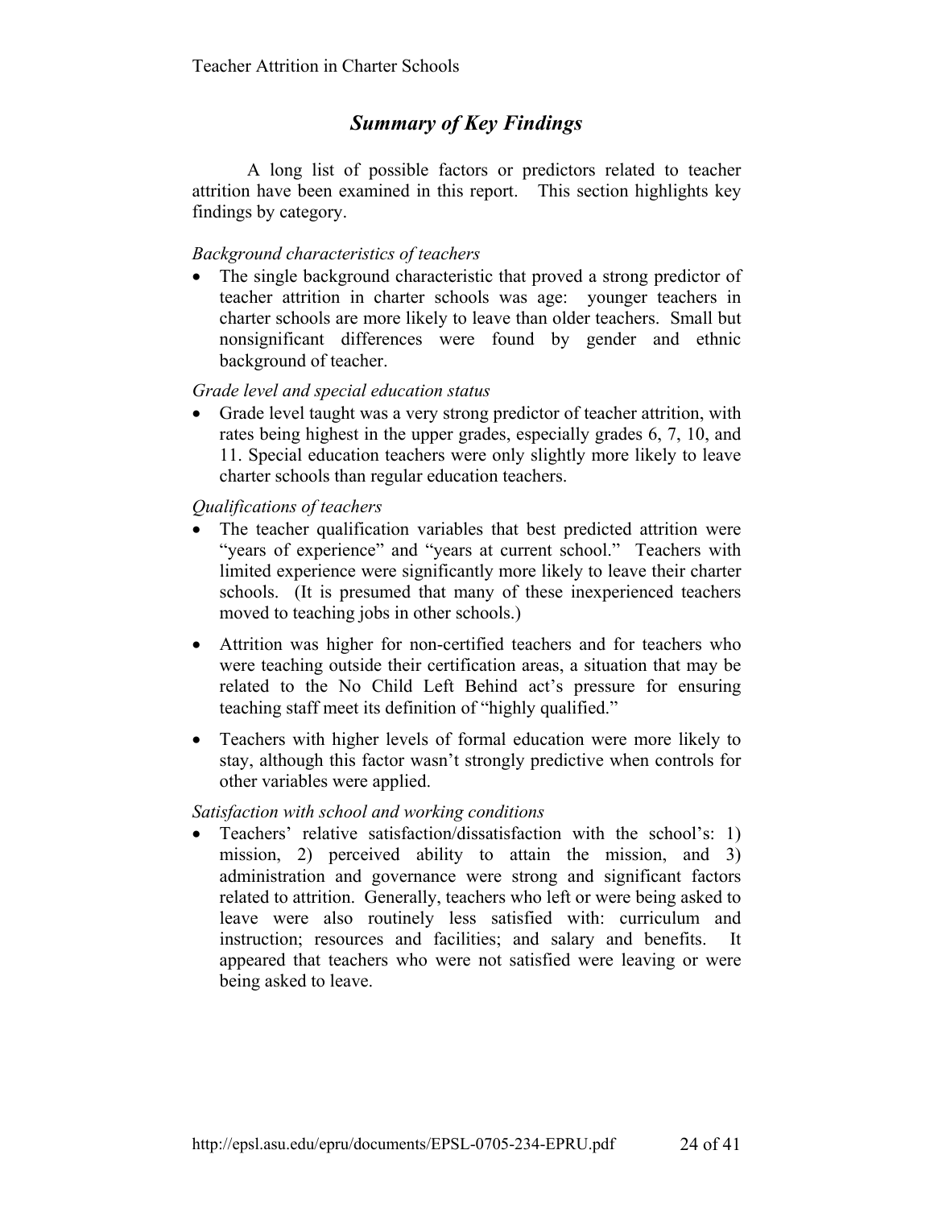## *Summary of Key Findings*

A long list of possible factors or predictors related to teacher attrition have been examined in this report. This section highlights key findings by category.

*Background characteristics of teachers*

- The single background characteristic that proved a strong predictor of teacher attrition in charter schools was age: younger teachers in charter schools are more likely to leave than older teachers. Small but nonsignificant differences were found by gender and ethnic background of teacher.

*Grade level and special education status*

- Grade level taught was a very strong predictor of teacher attrition, with rates being highest in the upper grades, especially grades 6, 7, 10, and 11. Special education teachers were only slightly more likely to leave charter schools than regular education teachers.

*Qualifications of teachers*

- The teacher qualification variables that best predicted attrition were "years of experience" and "years at current school." Teachers with limited experience were significantly more likely to leave their charter schools. (It is presumed that many of these inexperienced teachers moved to teaching jobs in other schools.)
- Attrition was higher for non-certified teachers and for teachers who were teaching outside their certification areas, a situation that may be related to the No Child Left Behind act's pressure for ensuring teaching staff meet its definition of "highly qualified."
- Teachers with higher levels of formal education were more likely to stay, although this factor wasn't strongly predictive when controls for other variables were applied.

*Satisfaction with school and working conditions*

- Teachers' relative satisfaction/dissatisfaction with the school's: 1) mission, 2) perceived ability to attain the mission, and 3) administration and governance were strong and significant factors related to attrition. Generally, teachers who left or were being asked to leave were also routinely less satisfied with: curriculum and instruction; resources and facilities; and salary and benefits. It appeared that teachers who were not satisfied were leaving or were being asked to leave.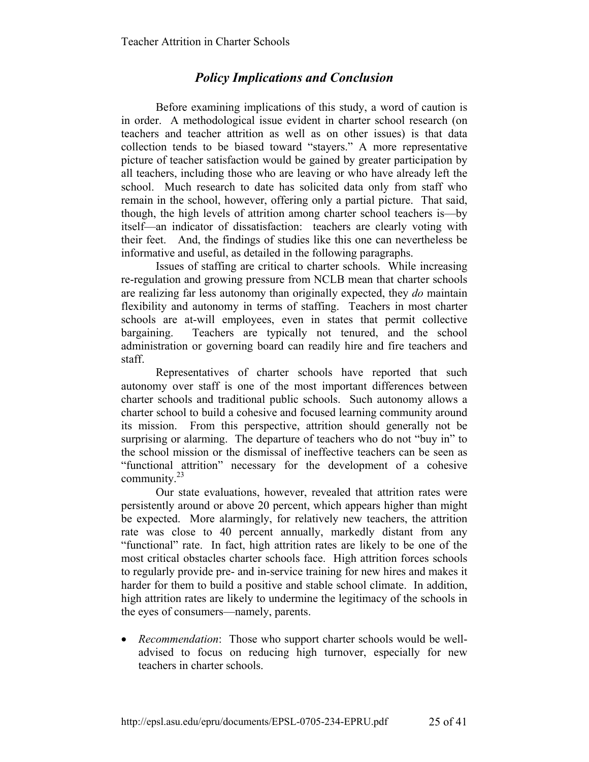## *Policy Implications and Conclusion*

Before examining implications of this study, a word of caution is in order. A methodological issue evident in charter school research (on teachers and teacher attrition as well as on other issues) is that data collection tends to be biased toward "stayers." A more representative picture of teacher satisfaction would be gained by greater participation by all teachers, including those who are leaving or who have already left the school. Much research to date has solicited data only from staff who remain in the school, however, offering only a partial picture. That said, though, the high levels of attrition among charter school teachers is—by itself—an indicator of dissatisfaction: teachers are clearly voting with their feet. And, the findings of studies like this one can nevertheless be informative and useful, as detailed in the following paragraphs.

Issues of staffing are critical to charter schools. While increasing re-regulation and growing pressure from NCLB mean that charter schools are realizing far less autonomy than originally expected, they *do* maintain flexibility and autonomy in terms of staffing. Teachers in most charter schools are at-will employees, even in states that permit collective bargaining. Teachers are typically not tenured, and the school administration or governing board can readily hire and fire teachers and staff.

Representatives of charter schools have reported that such autonomy over staff is one of the most important differences between charter schools and traditional public schools. Such autonomy allows a charter school to build a cohesive and focused learning community around its mission. From this perspective, attrition should generally not be surprising or alarming. The departure of teachers who do not "buy in" to the school mission or the dismissal of ineffective teachers can be seen as "functional attrition" necessary for the development of a cohesive community.[23]

Our state evaluations, however, revealed that attrition rates were persistently around or above 20 percent, which appears higher than might be expected. More alarmingly, for relatively new teachers, the attrition rate was close to 40 percent annually, markedly distant from any "functional" rate. In fact, high attrition rates are likely to be one of the most critical obstacles charter schools face. High attrition forces schools to regularly provide pre- and in-service training for new hires and makes it harder for them to build a positive and stable school climate. In addition, high attrition rates are likely to undermine the legitimacy of the schools in the eyes of consumers—namely, parents.

- *Recommendation*: Those who support charter schools would be well-advised to focus on reducing high turnover, especially for new teachers in charter schools.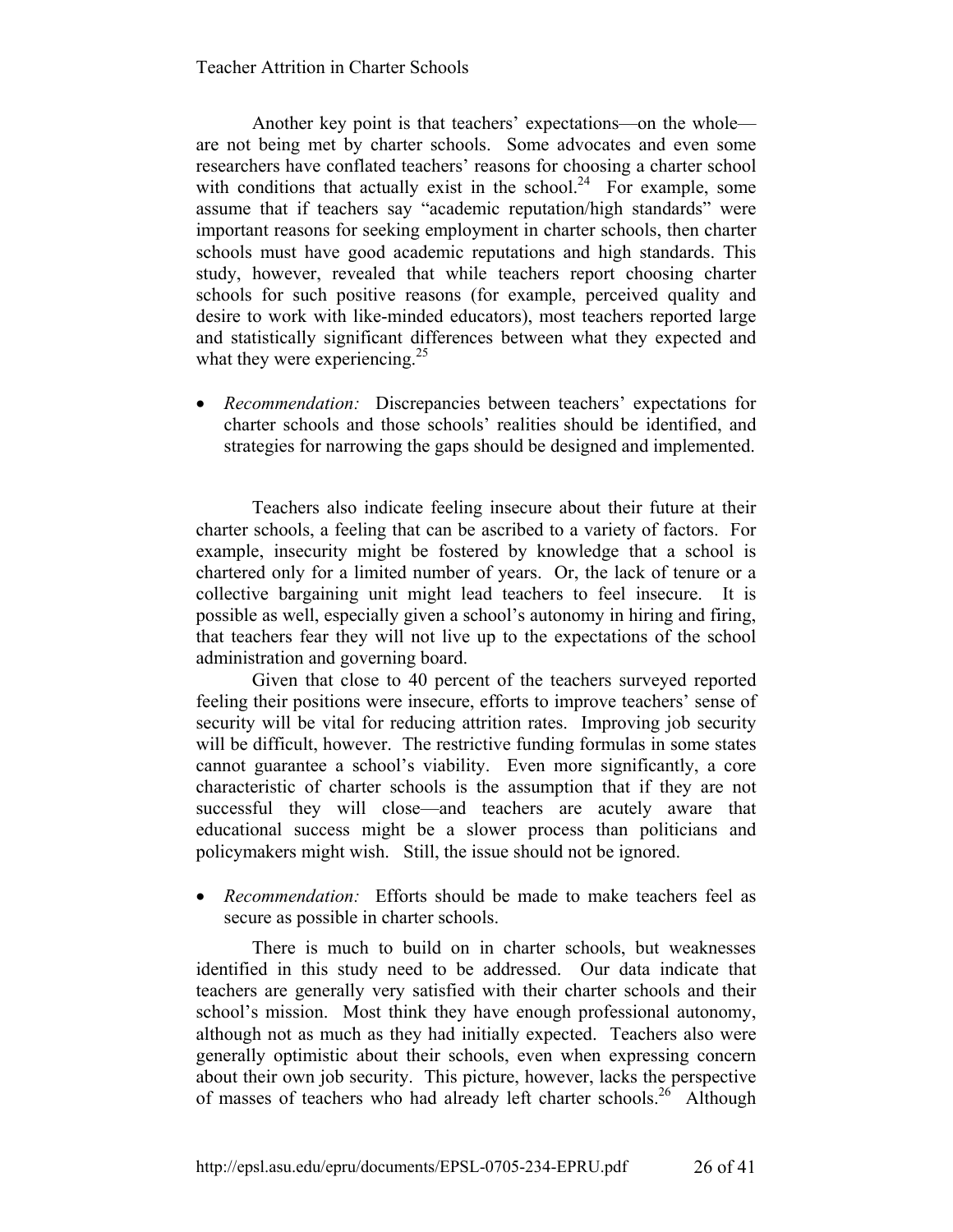Another key point is that teachers' expectations—on the whole—are not being met by charter schools. Some advocates and even some researchers have conflated teachers' reasons for choosing a charter school with conditions that actually exist in the school.[24] For example, some assume that if teachers say "academic reputation/high standards" were important reasons for seeking employment in charter schools, then charter schools must have good academic reputations and high standards. This study, however, revealed that while teachers report choosing charter schools for such positive reasons (for example, perceived quality and desire to work with like-minded educators), most teachers reported large and statistically significant differences between what they expected and what they were experiencing.[25]

- *Recommendation:* Discrepancies between teachers' expectations for charter schools and those schools' realities should be identified, and strategies for narrowing the gaps should be designed and implemented.

Teachers also indicate feeling insecure about their future at their charter schools, a feeling that can be ascribed to a variety of factors. For example, insecurity might be fostered by knowledge that a school is chartered only for a limited number of years. Or, the lack of tenure or a collective bargaining unit might lead teachers to feel insecure. It is possible as well, especially given a school's autonomy in hiring and firing, that teachers fear they will not live up to the expectations of the school administration and governing board.

Given that close to 40 percent of the teachers surveyed reported feeling their positions were insecure, efforts to improve teachers' sense of security will be vital for reducing attrition rates. Improving job security will be difficult, however. The restrictive funding formulas in some states cannot guarantee a school's viability. Even more significantly, a core characteristic of charter schools is the assumption that if they are not successful they will close—and teachers are acutely aware that educational success might be a slower process than politicians and policymakers might wish. Still, the issue should not be ignored.

- *Recommendation:* Efforts should be made to make teachers feel as secure as possible in charter schools.

There is much to build on in charter schools, but weaknesses identified in this study need to be addressed. Our data indicate that teachers are generally very satisfied with their charter schools and their school's mission. Most think they have enough professional autonomy, although not as much as they had initially expected. Teachers also were generally optimistic about their schools, even when expressing concern about their own job security. This picture, however, lacks the perspective of masses of teachers who had already left charter schools.[26] Although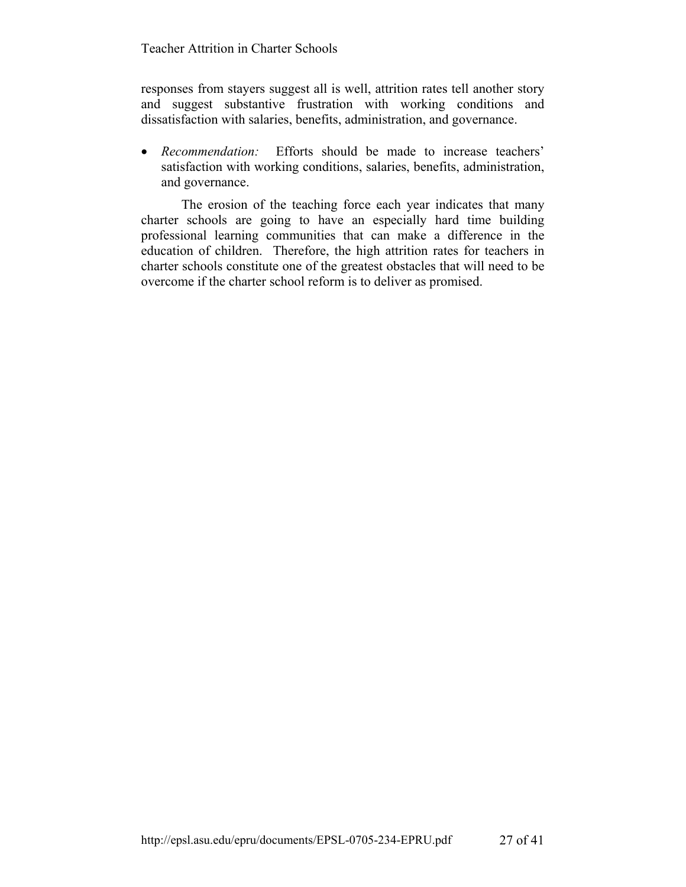responses from stayers suggest all is well, attrition rates tell another story and suggest substantive frustration with working conditions and dissatisfaction with salaries, benefits, administration, and governance.

- *Recommendation:* Efforts should be made to increase teachers' satisfaction with working conditions, salaries, benefits, administration, and governance.

The erosion of the teaching force each year indicates that many charter schools are going to have an especially hard time building professional learning communities that can make a difference in the education of children. Therefore, the high attrition rates for teachers in charter schools constitute one of the greatest obstacles that will need to be overcome if the charter school reform is to deliver as promised.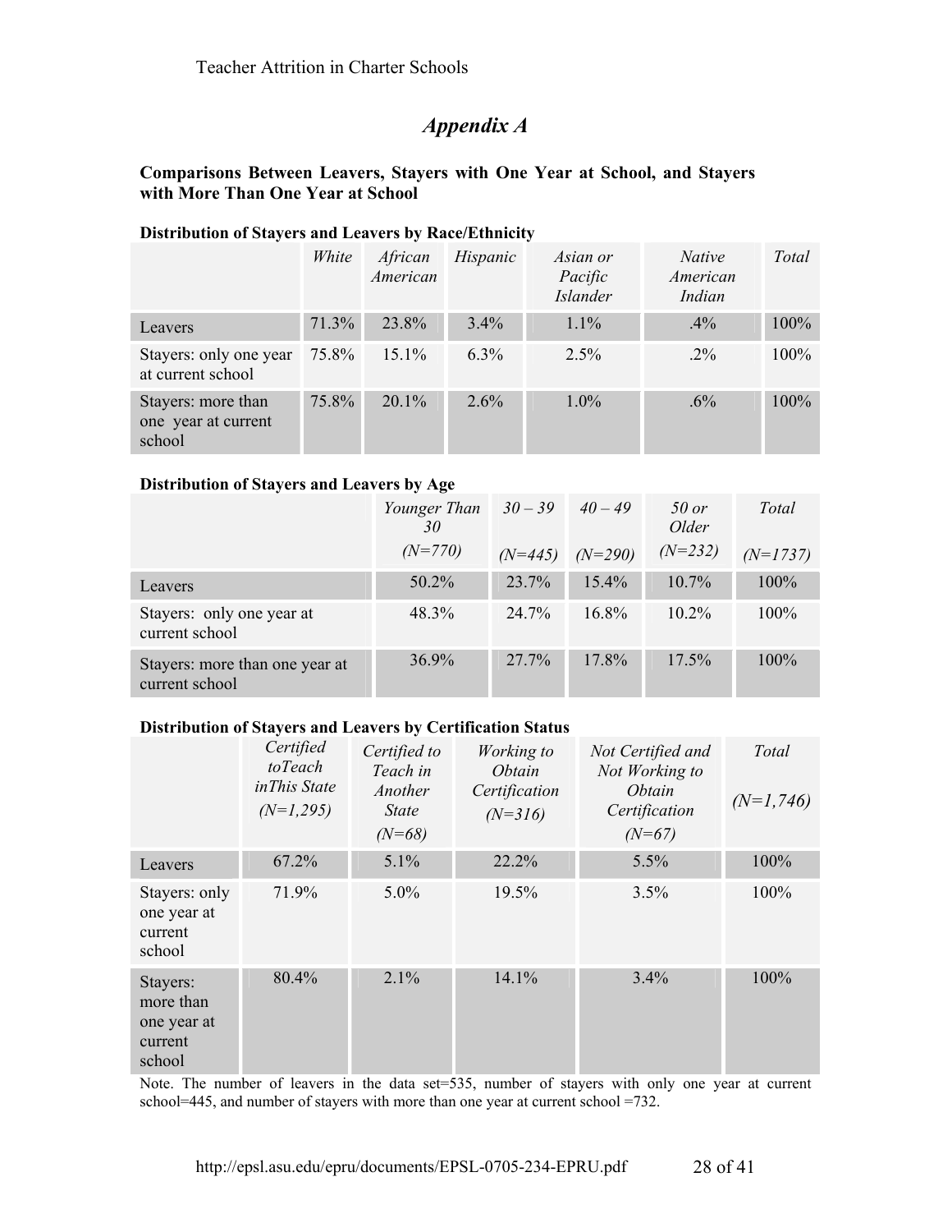# *Appendix A*

**Comparisons Between Leavers, Stayers with One Year at School, and Stayers with More Than One Year at School**

**Distribution of Stayers and Leavers by Race/Ethnicity**

| | *White* | *African American* | *Hispanic* | *Asian or Pacific Islander* | *Native American Indian* | *Total* |
|---|---|---|---|---|---|---|
| Leavers | 71.3% | 23.8% | 3.4% | 1.1% | .4% | 100% |
| Stayers: only one year at current school | 75.8% | 15.1% | 6.3% | 2.5% | .2% | 100% |
| Stayers: more than one year at current school | 75.8% | 20.1% | 2.6% | 1.0% | .6% | 100% |

**Distribution of Stayers and Leavers by Age**

| | *Younger Than 30* *(N=770)* | *30 – 39* *(N=445)* | *40 – 49* *(N=290)* | *50 or Older* *(N=232)* | *Total* *(N=1737)* |
|---|---|---|---|---|---|
| Leavers | 50.2% | 23.7% | 15.4% | 10.7% | 100% |
| Stayers: only one year at current school | 48.3% | 24.7% | 16.8% | 10.2% | 100% |
| Stayers: more than one year at current school | 36.9% | 27.7% | 17.8% | 17.5% | 100% |

**Distribution of Stayers and Leavers by Certification Status**

| | *Certified toTeach inThis State* *(N=1,295)* | *Certified to Teach in Another State* *(N=68)* | *Working to Obtain Certification* *(N=316)* | *Not Certified and Not Working to Obtain Certification* *(N=67)* | *Total* *(N=1,746)* |
|---|---|---|---|---|---|
| Leavers | 67.2% | 5.1% | 22.2% | 5.5% | 100% |
| Stayers: only one year at current school | 71.9% | 5.0% | 19.5% | 3.5% | 100% |
| Stayers: more than one year at current school | 80.4% | 2.1% | 14.1% | 3.4% | 100% |

Note. The number of leavers in the data set=535, number of stayers with only one year at current school=445, and number of stayers with more than one year at current school =732.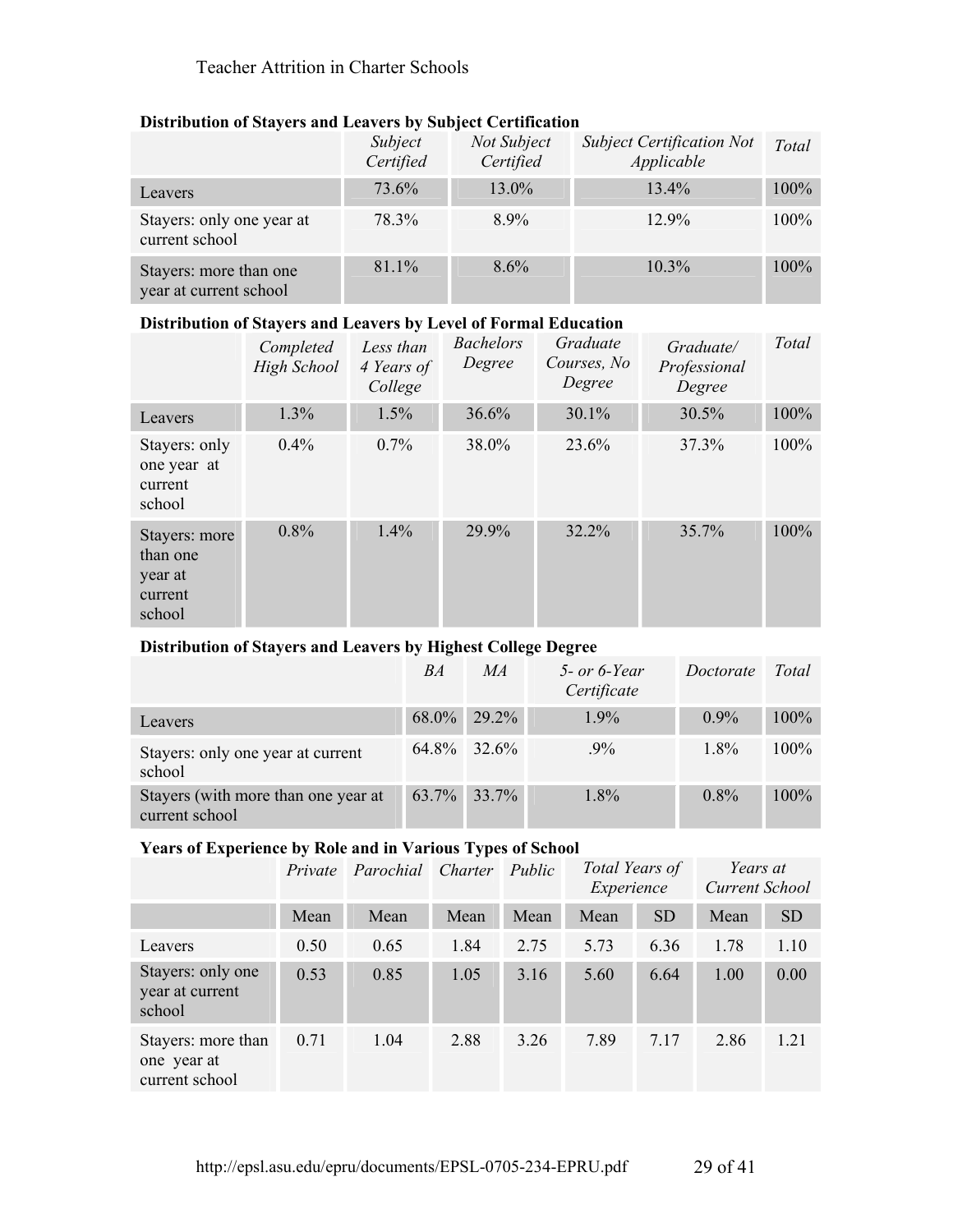**Distribution of Stayers and Leavers by Subject Certification**

| | *Subject Certified* | *Not Subject Certified* | *Subject Certification Not Applicable* | *Total* |
|---|---|---|---|---|
| Leavers | 73.6% | 13.0% | 13.4% | 100% |
| Stayers: only one year at current school | 78.3% | 8.9% | 12.9% | 100% |
| Stayers: more than one year at current school | 81.1% | 8.6% | 10.3% | 100% |

**Distribution of Stayers and Leavers by Level of Formal Education**

| | *Completed High School* | *Less than 4 Years of College* | *Bachelors Degree* | *Graduate Courses, No Degree* | *Graduate/ Professional Degree* | *Total* |
|---|---|---|---|---|---|---|
| Leavers | 1.3% | 1.5% | 36.6% | 30.1% | 30.5% | 100% |
| Stayers: only one year at current school | 0.4% | 0.7% | 38.0% | 23.6% | 37.3% | 100% |
| Stayers: more than one year at current school | 0.8% | 1.4% | 29.9% | 32.2% | 35.7% | 100% |

**Distribution of Stayers and Leavers by Highest College Degree**

| | *BA* | *MA* | *5- or 6-Year Certificate* | *Doctorate* | *Total* |
|---|---|---|---|---|---|
| Leavers | 68.0% | 29.2% | 1.9% | 0.9% | 100% |
| Stayers: only one year at current school | 64.8% | 32.6% | .9% | 1.8% | 100% |
| Stayers (with more than one year at current school | 63.7% | 33.7% | 1.8% | 0.8% | 100% |

**Years of Experience by Role and in Various Types of School**

| | *Private* | *Parochial* | *Charter* | *Public* | *Total Years of Experience* | | *Years at Current School* | |
|---|---|---|---|---|---|---|---|---|
| | Mean | Mean | Mean | Mean | Mean | SD | Mean | SD |
| Leavers | 0.50 | 0.65 | 1.84 | 2.75 | 5.73 | 6.36 | 1.78 | 1.10 |
| Stayers: only one year at current school | 0.53 | 0.85 | 1.05 | 3.16 | 5.60 | 6.64 | 1.00 | 0.00 |
| Stayers: more than one year at current school | 0.71 | 1.04 | 2.88 | 3.26 | 7.89 | 7.17 | 2.86 | 1.21 |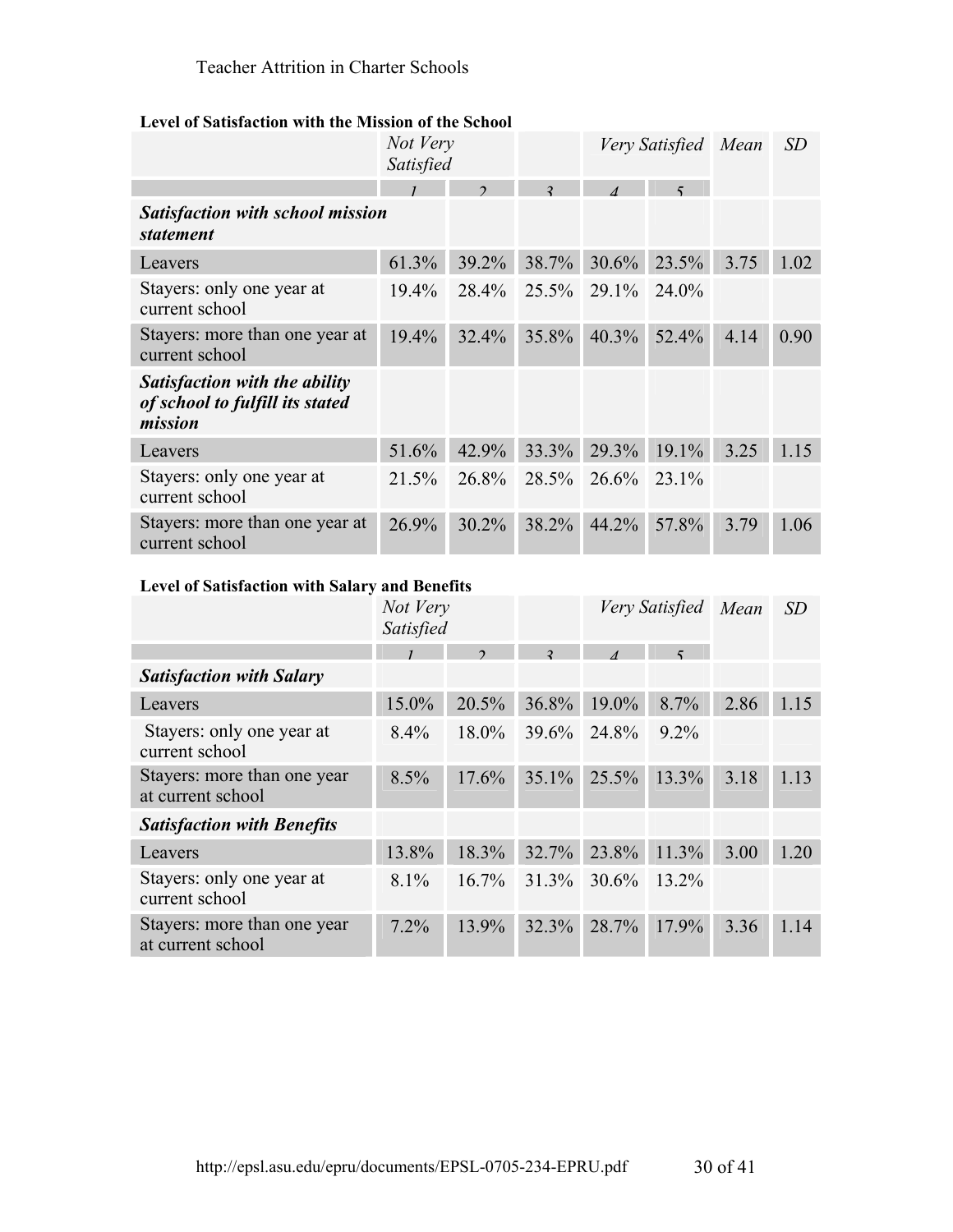**Level of Satisfaction with the Mission of the School**

| | *Not Very Satisfied* | | | *Very Satisfied* | | *Mean* | *SD* |
|---|---|---|---|---|---|---|---|
| | *1* | *2* | *3* | *4* | *5* | | |
| ***Satisfaction with school mission statement*** | | | | | | | |
| Leavers | 61.3% | 39.2% | 38.7% | 30.6% | 23.5% | 3.75 | 1.02 |
| Stayers: only one year at current school | 19.4% | 28.4% | 25.5% | 29.1% | 24.0% | | |
| Stayers: more than one year at current school | 19.4% | 32.4% | 35.8% | 40.3% | 52.4% | 4.14 | 0.90 |
| ***Satisfaction with the ability of school to fulfill its stated mission*** | | | | | | | |
| Leavers | 51.6% | 42.9% | 33.3% | 29.3% | 19.1% | 3.25 | 1.15 |
| Stayers: only one year at current school | 21.5% | 26.8% | 28.5% | 26.6% | 23.1% | | |
| Stayers: more than one year at current school | 26.9% | 30.2% | 38.2% | 44.2% | 57.8% | 3.79 | 1.06 |

**Level of Satisfaction with Salary and Benefits**

| | *Not Very Satisfied* | | | *Very Satisfied* | | *Mean* | *SD* |
|---|---|---|---|---|---|---|---|
| | *1* | *2* | *3* | *4* | *5* | | |
| ***Satisfaction with Salary*** | | | | | | | |
| Leavers | 15.0% | 20.5% | 36.8% | 19.0% | 8.7% | 2.86 | 1.15 |
| Stayers: only one year at current school | 8.4% | 18.0% | 39.6% | 24.8% | 9.2% | | |
| Stayers: more than one year at current school | 8.5% | 17.6% | 35.1% | 25.5% | 13.3% | 3.18 | 1.13 |
| ***Satisfaction with Benefits*** | | | | | | | |
| Leavers | 13.8% | 18.3% | 32.7% | 23.8% | 11.3% | 3.00 | 1.20 |
| Stayers: only one year at current school | 8.1% | 16.7% | 31.3% | 30.6% | 13.2% | | |
| Stayers: more than one year at current school | 7.2% | 13.9% | 32.3% | 28.7% | 17.9% | 3.36 | 1.14 |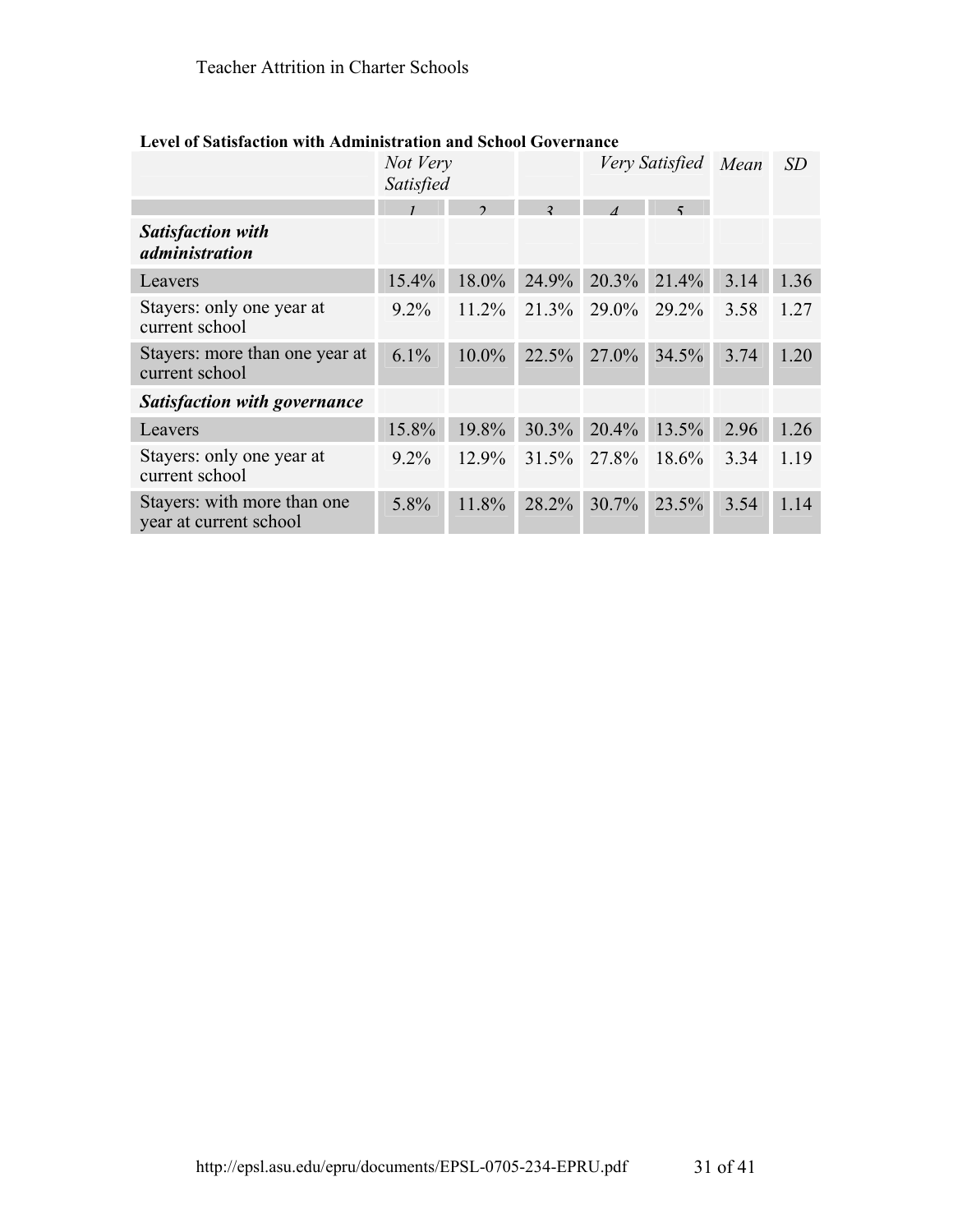**Level of Satisfaction with Administration and School Governance**

| | *Not Very Satisfied* | | | *Very Satisfied* | | *Mean* | *SD* |
|---|---|---|---|---|---|---|---|
| | *1* | *2* | *3* | *4* | *5* | | |
| ***Satisfaction with administration*** | | | | | | | |
| Leavers | 15.4% | 18.0% | 24.9% | 20.3% | 21.4% | 3.14 | 1.36 |
| Stayers: only one year at current school | 9.2% | 11.2% | 21.3% | 29.0% | 29.2% | 3.58 | 1.27 |
| Stayers: more than one year at current school | 6.1% | 10.0% | 22.5% | 27.0% | 34.5% | 3.74 | 1.20 |
| ***Satisfaction with governance*** | | | | | | | |
| Leavers | 15.8% | 19.8% | 30.3% | 20.4% | 13.5% | 2.96 | 1.26 |
| Stayers: only one year at current school | 9.2% | 12.9% | 31.5% | 27.8% | 18.6% | 3.34 | 1.19 |
| Stayers: with more than one year at current school | 5.8% | 11.8% | 28.2% | 30.7% | 23.5% | 3.54 | 1.14 |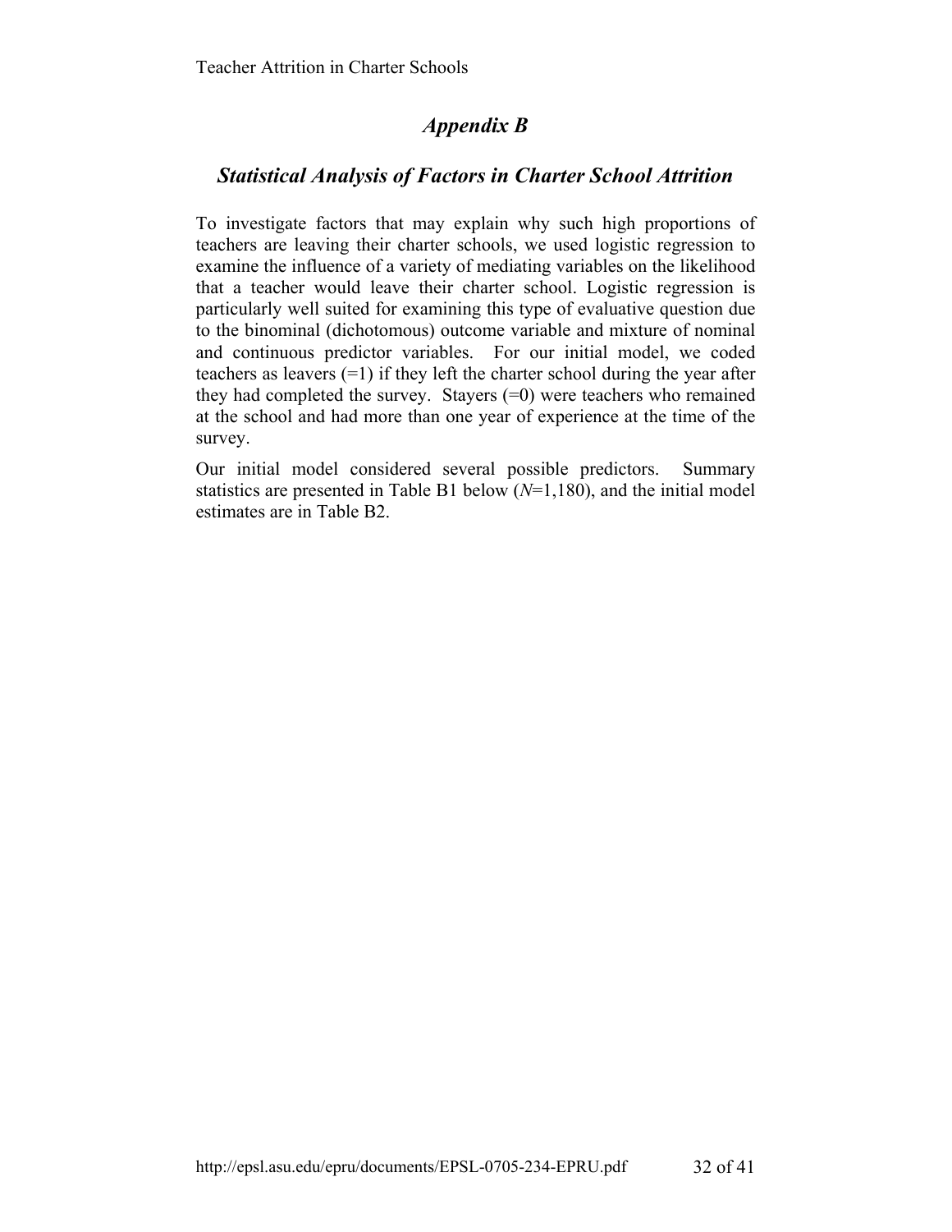# *Appendix B*

## *Statistical Analysis of Factors in Charter School Attrition*

To investigate factors that may explain why such high proportions of teachers are leaving their charter schools, we used logistic regression to examine the influence of a variety of mediating variables on the likelihood that a teacher would leave their charter school. Logistic regression is particularly well suited for examining this type of evaluative question due to the binominal (dichotomous) outcome variable and mixture of nominal and continuous predictor variables. For our initial model, we coded teachers as leavers (=1) if they left the charter school during the year after they had completed the survey. Stayers (=0) were teachers who remained at the school and had more than one year of experience at the time of the survey.

Our initial model considered several possible predictors. Summary statistics are presented in Table B1 below ($N$=1,180), and the initial model estimates are in Table B2.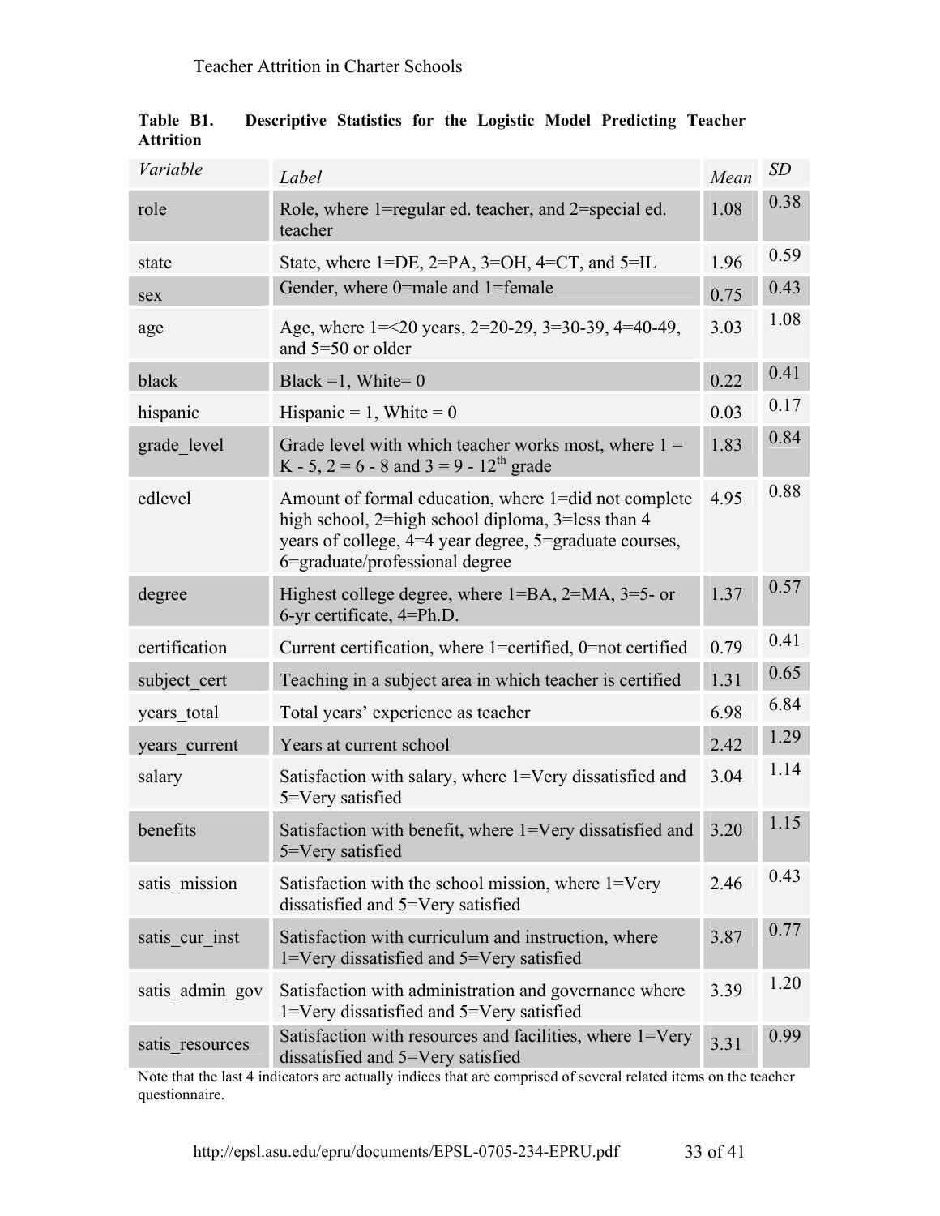**Table B1. Descriptive Statistics for the Logistic Model Predicting Teacher Attrition**

| *Variable* | *Label* | *Mean* | *SD* |
|---|---|---|---|
| role | Role, where 1=regular ed. teacher, and 2=special ed. teacher | 1.08 | 0.38 |
| state | State, where 1=DE, 2=PA, 3=OH, 4=CT, and 5=IL | 1.96 | 0.59 |
| sex | Gender, where 0=male and 1=female | 0.75 | 0.43 |
| age | Age, where 1=<20 years, 2=20-29, 3=30-39, 4=40-49, and 5=50 or older | 3.03 | 1.08 |
| black | Black =1, White= 0 | 0.22 | 0.41 |
| hispanic | Hispanic = 1, White = 0 | 0.03 | 0.17 |
| grade_level | Grade level with which teacher works most, where 1 = K - 5, 2 = 6 - 8 and 3 = 9 - 12th grade | 1.83 | 0.84 |
| edlevel | Amount of formal education, where 1=did not complete high school, 2=high school diploma, 3=less than 4 years of college, 4=4 year degree, 5=graduate courses, 6=graduate/professional degree | 4.95 | 0.88 |
| degree | Highest college degree, where 1=BA, 2=MA, 3=5- or 6-yr certificate, 4=Ph.D. | 1.37 | 0.57 |
| certification | Current certification, where 1=certified, 0=not certified | 0.79 | 0.41 |
| subject_cert | Teaching in a subject area in which teacher is certified | 1.31 | 0.65 |
| years_total | Total years' experience as teacher | 6.98 | 6.84 |
| years_current | Years at current school | 2.42 | 1.29 |
| salary | Satisfaction with salary, where 1=Very dissatisfied and 5=Very satisfied | 3.04 | 1.14 |
| benefits | Satisfaction with benefit, where 1=Very dissatisfied and 5=Very satisfied | 3.20 | 1.15 |
| satis_mission | Satisfaction with the school mission, where 1=Very dissatisfied and 5=Very satisfied | 2.46 | 0.43 |
| satis_cur_inst | Satisfaction with curriculum and instruction, where 1=Very dissatisfied and 5=Very satisfied | 3.87 | 0.77 |
| satis_admin_gov | Satisfaction with administration and governance where 1=Very dissatisfied and 5=Very satisfied | 3.39 | 1.20 |
| satis_resources | Satisfaction with resources and facilities, where 1=Very dissatisfied and 5=Very satisfied | 3.31 | 0.99 |

Note that the last 4 indicators are actually indices that are comprised of several related items on the teacher questionnaire.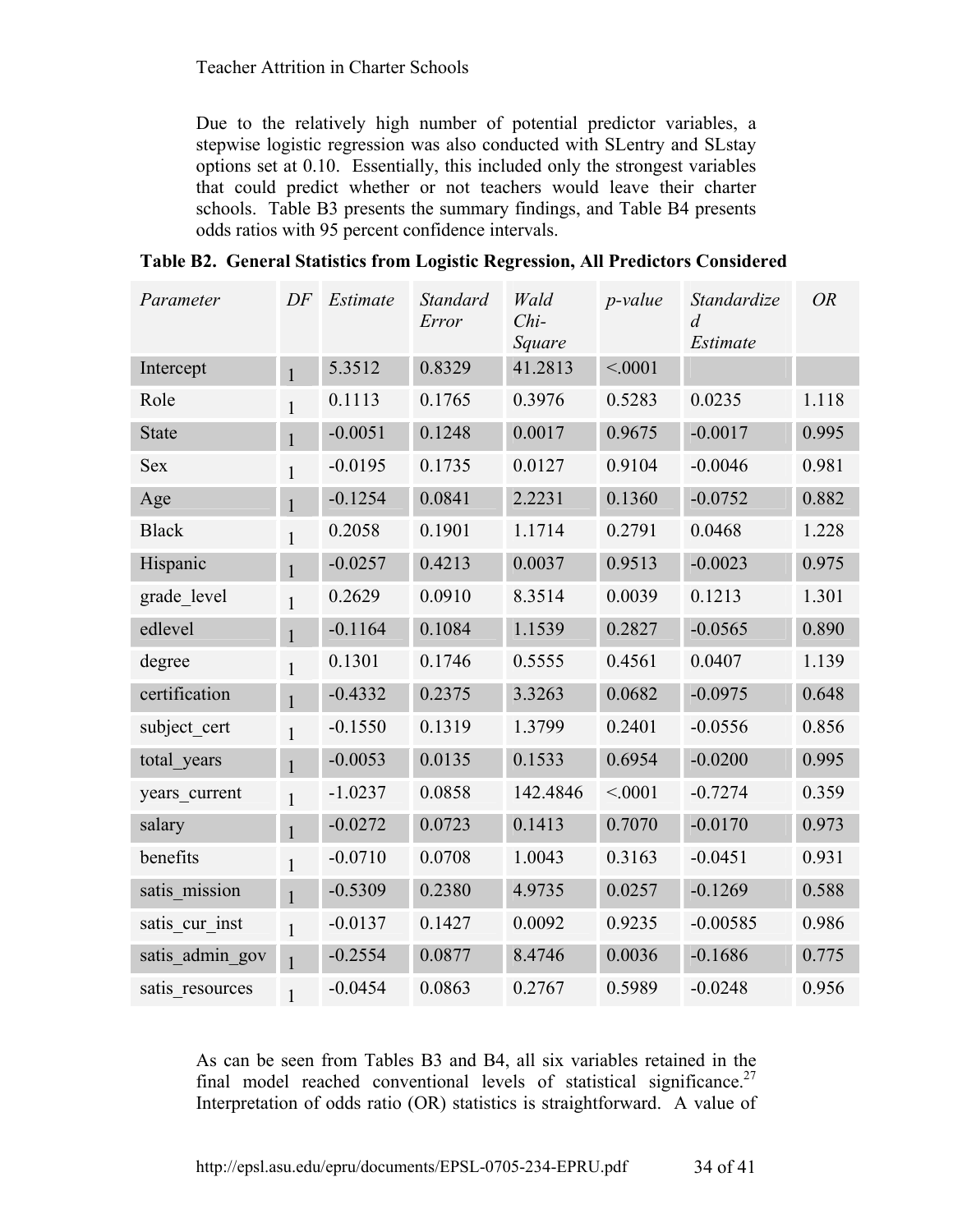Due to the relatively high number of potential predictor variables, a stepwise logistic regression was also conducted with SLentry and SLstay options set at 0.10. Essentially, this included only the strongest variables that could predict whether or not teachers would leave their charter schools. Table B3 presents the summary findings, and Table B4 presents odds ratios with 95 percent confidence intervals.

**Table B2. General Statistics from Logistic Regression, All Predictors Considered**

| *Parameter* | *DF* | *Estimate* | *Standard Error* | *Wald Chi-Square* | *p-value* | *Standardized Estimate* | *OR* |
|---|---|---|---|---|---|---|---|
| Intercept | 1 | 5.3512 | 0.8329 | 41.2813 | <.0001 | | |
| Role | 1 | 0.1113 | 0.1765 | 0.3976 | 0.5283 | 0.0235 | 1.118 |
| State | 1 | -0.0051 | 0.1248 | 0.0017 | 0.9675 | -0.0017 | 0.995 |
| Sex | 1 | -0.0195 | 0.1735 | 0.0127 | 0.9104 | -0.0046 | 0.981 |
| Age | 1 | -0.1254 | 0.0841 | 2.2231 | 0.1360 | -0.0752 | 0.882 |
| Black | 1 | 0.2058 | 0.1901 | 1.1714 | 0.2791 | 0.0468 | 1.228 |
| Hispanic | 1 | -0.0257 | 0.4213 | 0.0037 | 0.9513 | -0.0023 | 0.975 |
| grade_level | 1 | 0.2629 | 0.0910 | 8.3514 | 0.0039 | 0.1213 | 1.301 |
| edlevel | 1 | -0.1164 | 0.1084 | 1.1539 | 0.2827 | -0.0565 | 0.890 |
| degree | 1 | 0.1301 | 0.1746 | 0.5555 | 0.4561 | 0.0407 | 1.139 |
| certification | 1 | -0.4332 | 0.2375 | 3.3263 | 0.0682 | -0.0975 | 0.648 |
| subject_cert | 1 | -0.1550 | 0.1319 | 1.3799 | 0.2401 | -0.0556 | 0.856 |
| total_years | 1 | -0.0053 | 0.0135 | 0.1533 | 0.6954 | -0.0200 | 0.995 |
| years_current | 1 | -1.0237 | 0.0858 | 142.4846 | <.0001 | -0.7274 | 0.359 |
| salary | 1 | -0.0272 | 0.0723 | 0.1413 | 0.7070 | -0.0170 | 0.973 |
| benefits | 1 | -0.0710 | 0.0708 | 1.0043 | 0.3163 | -0.0451 | 0.931 |
| satis_mission | 1 | -0.5309 | 0.2380 | 4.9735 | 0.0257 | -0.1269 | 0.588 |
| satis_cur_inst | 1 | -0.0137 | 0.1427 | 0.0092 | 0.9235 | -0.00585 | 0.986 |
| satis_admin_gov | 1 | -0.2554 | 0.0877 | 8.4746 | 0.0036 | -0.1686 | 0.775 |
| satis_resources | 1 | -0.0454 | 0.0863 | 0.2767 | 0.5989 | -0.0248 | 0.956 |

As can be seen from Tables B3 and B4, all six variables retained in the final model reached conventional levels of statistical significance.[27] Interpretation of odds ratio (OR) statistics is straightforward. A value of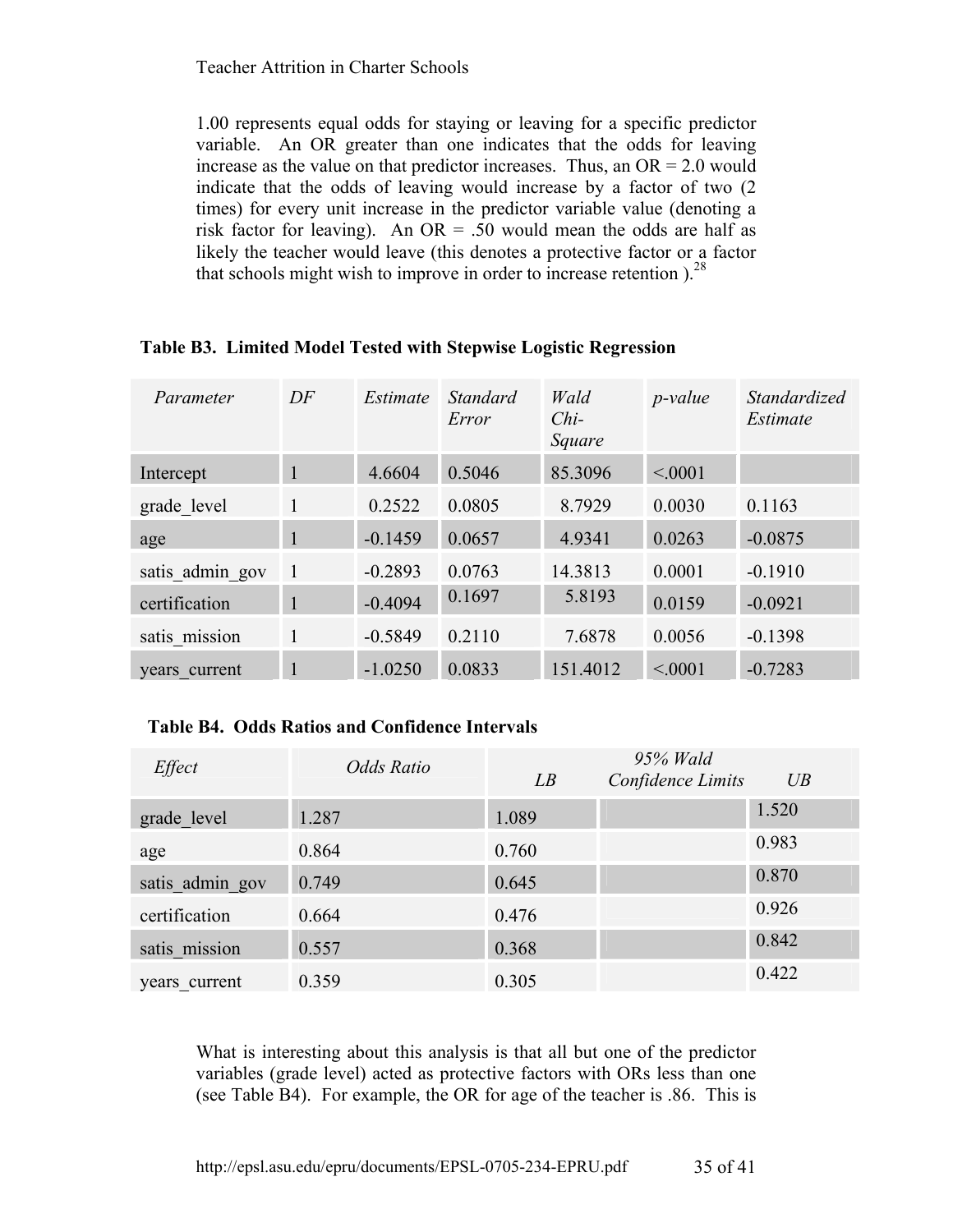1.00 represents equal odds for staying or leaving for a specific predictor variable. An OR greater than one indicates that the odds for leaving increase as the value on that predictor increases. Thus, an OR = 2.0 would indicate that the odds of leaving would increase by a factor of two (2 times) for every unit increase in the predictor variable value (denoting a risk factor for leaving). An OR = .50 would mean the odds are half as likely the teacher would leave (this denotes a protective factor or a factor that schools might wish to improve in order to increase retention ).[28]

**Table B3. Limited Model Tested with Stepwise Logistic Regression**

| *Parameter* | *DF* | *Estimate* | *Standard Error* | *Wald Chi-Square* | *p-value* | *Standardized Estimate* |
|---|---|---|---|---|---|---|
| Intercept | 1 | 4.6604 | 0.5046 | 85.3096 | <.0001 | |
| grade_level | 1 | 0.2522 | 0.0805 | 8.7929 | 0.0030 | 0.1163 |
| age | 1 | -0.1459 | 0.0657 | 4.9341 | 0.0263 | -0.0875 |
| satis_admin_gov | 1 | -0.2893 | 0.0763 | 14.3813 | 0.0001 | -0.1910 |
| certification | 1 | -0.4094 | 0.1697 | 5.8193 | 0.0159 | -0.0921 |
| satis_mission | 1 | -0.5849 | 0.2110 | 7.6878 | 0.0056 | -0.1398 |
| years_current | 1 | -1.0250 | 0.0833 | 151.4012 | <.0001 | -0.7283 |

**Table B4. Odds Ratios and Confidence Intervals**

| *Effect* | *Odds Ratio* | *LB* | *95% Wald Confidence Limits* | *UB* |
|---|---|---|---|---|
| grade_level | 1.287 | 1.089 | | 1.520 |
| age | 0.864 | 0.760 | | 0.983 |
| satis_admin_gov | 0.749 | 0.645 | | 0.870 |
| certification | 0.664 | 0.476 | | 0.926 |
| satis_mission | 0.557 | 0.368 | | 0.842 |
| years_current | 0.359 | 0.305 | | 0.422 |

What is interesting about this analysis is that all but one of the predictor variables (grade level) acted as protective factors with ORs less than one (see Table B4). For example, the OR for age of the teacher is .86. This is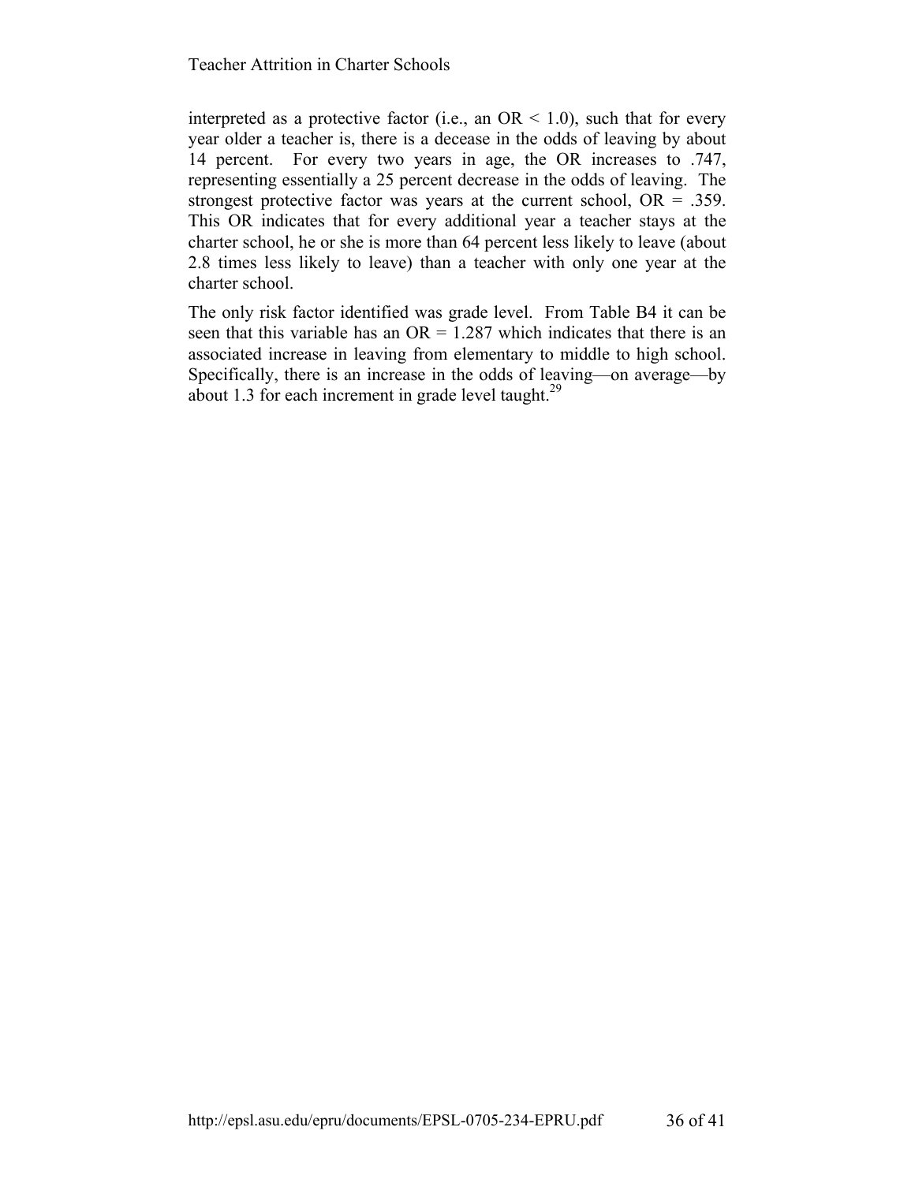interpreted as a protective factor (i.e., an OR < 1.0), such that for every year older a teacher is, there is a decease in the odds of leaving by about 14 percent. For every two years in age, the OR increases to .747, representing essentially a 25 percent decrease in the odds of leaving. The strongest protective factor was years at the current school, OR = .359. This OR indicates that for every additional year a teacher stays at the charter school, he or she is more than 64 percent less likely to leave (about 2.8 times less likely to leave) than a teacher with only one year at the charter school.

The only risk factor identified was grade level. From Table B4 it can be seen that this variable has an OR = 1.287 which indicates that there is an associated increase in leaving from elementary to middle to high school. Specifically, there is an increase in the odds of leaving—on average—by about 1.3 for each increment in grade level taught.[29]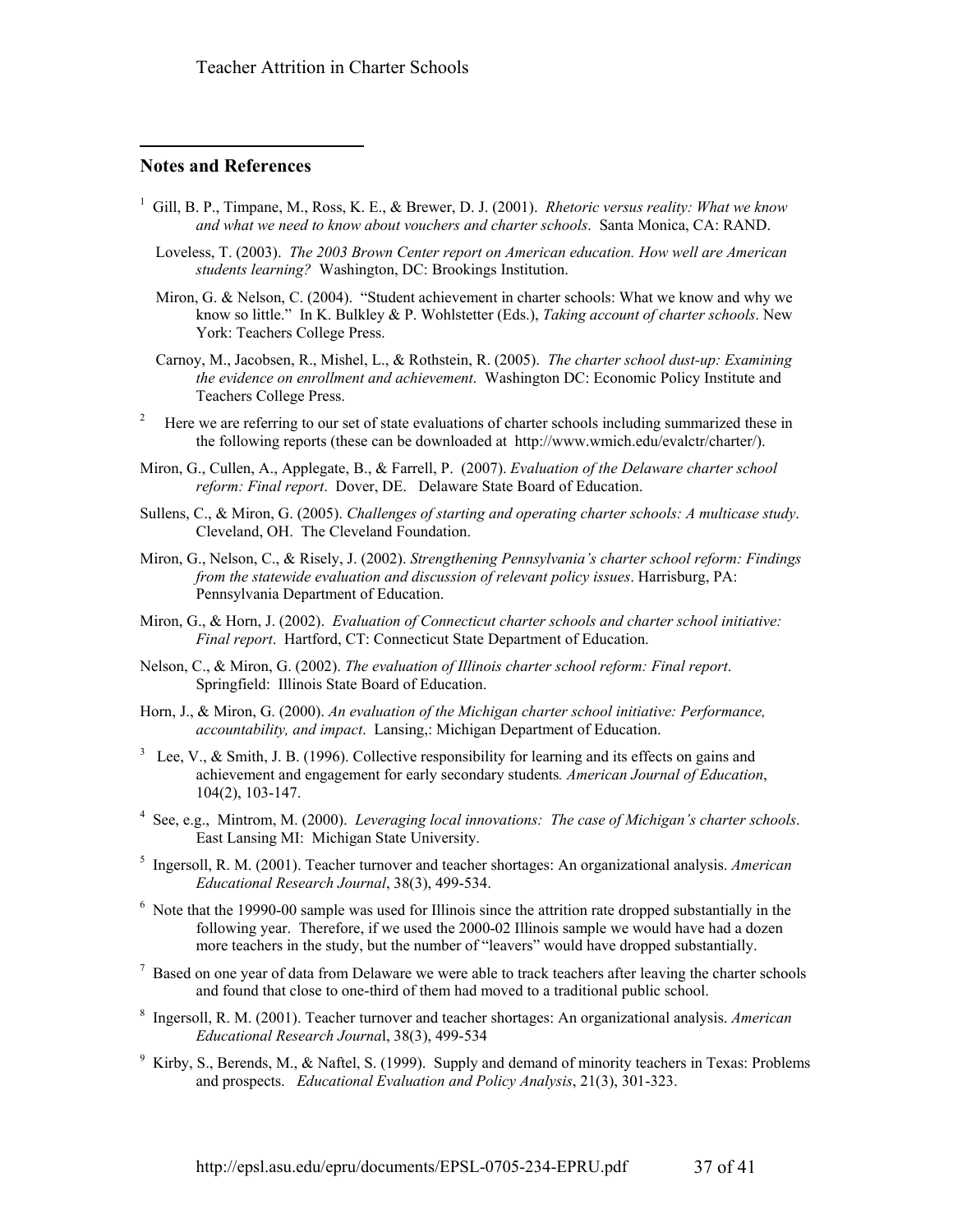## Notes and References

[1] Gill, B. P., Timpane, M., Ross, K. E., & Brewer, D. J. (2001). *Rhetoric versus reality: What we know and what we need to know about vouchers and charter schools*. Santa Monica, CA: RAND.

Loveless, T. (2003). *The 2003 Brown Center report on American education. How well are American students learning?* Washington, DC: Brookings Institution.

Miron, G. & Nelson, C. (2004). "Student achievement in charter schools: What we know and why we know so little." In K. Bulkley & P. Wohlstetter (Eds.), *Taking account of charter schools*. New York: Teachers College Press.

Carnoy, M., Jacobsen, R., Mishel, L., & Rothstein, R. (2005). *The charter school dust-up: Examining the evidence on enrollment and achievement*. Washington DC: Economic Policy Institute and Teachers College Press.

[2] Here we are referring to our set of state evaluations of charter schools including summarized these in the following reports (these can be downloaded at http://www.wmich.edu/evalctr/charter/).

Miron, G., Cullen, A., Applegate, B., & Farrell, P. (2007). *Evaluation of the Delaware charter school reform: Final report*. Dover, DE. Delaware State Board of Education.

Sullens, C., & Miron, G. (2005). *Challenges of starting and operating charter schools: A multicase study*. Cleveland, OH. The Cleveland Foundation.

Miron, G., Nelson, C., & Risely, J. (2002). *Strengthening Pennsylvania's charter school reform: Findings from the statewide evaluation and discussion of relevant policy issues*. Harrisburg, PA: Pennsylvania Department of Education.

Miron, G., & Horn, J. (2002). *Evaluation of Connecticut charter schools and charter school initiative: Final report*. Hartford, CT: Connecticut State Department of Education.

Nelson, C., & Miron, G. (2002). *The evaluation of Illinois charter school reform: Final report*. Springfield: Illinois State Board of Education.

Horn, J., & Miron, G. (2000). *An evaluation of the Michigan charter school initiative: Performance, accountability, and impact*. Lansing,: Michigan Department of Education.

[3] Lee, V., & Smith, J. B. (1996). Collective responsibility for learning and its effects on gains and achievement and engagement for early secondary students*. American Journal of Education*, 104(2), 103-147.

[4] See, e.g., Mintrom, M. (2000). *Leveraging local innovations: The case of Michigan's charter schools*. East Lansing MI: Michigan State University.

[5] Ingersoll, R. M. (2001). Teacher turnover and teacher shortages: An organizational analysis. *American Educational Research Journal*, 38(3), 499-534.

[6] Note that the 19990-00 sample was used for Illinois since the attrition rate dropped substantially in the following year. Therefore, if we used the 2000-02 Illinois sample we would have had a dozen more teachers in the study, but the number of "leavers" would have dropped substantially.

[7] Based on one year of data from Delaware we were able to track teachers after leaving the charter schools and found that close to one-third of them had moved to a traditional public school.

[8] Ingersoll, R. M. (2001). Teacher turnover and teacher shortages: An organizational analysis. *American Educational Research Journa*l, 38(3), 499-534

[9] Kirby, S., Berends, M., & Naftel, S. (1999). Supply and demand of minority teachers in Texas: Problems and prospects. *Educational Evaluation and Policy Analysis*, 21(3), 301-323.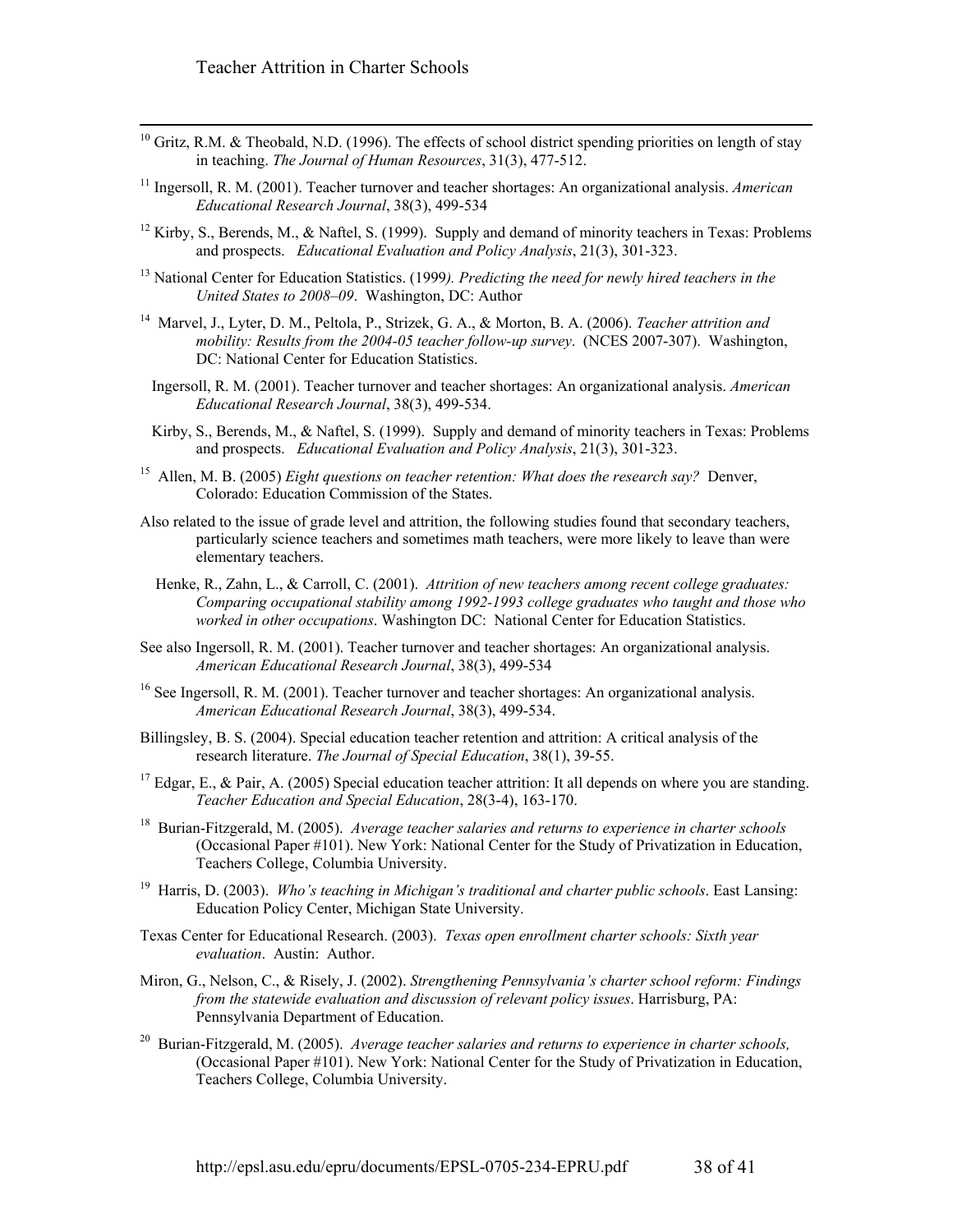[10] Gritz, R.M. & Theobald, N.D. (1996). The effects of school district spending priorities on length of stay in teaching. *The Journal of Human Resources*, 31(3), 477-512.

[11] Ingersoll, R. M. (2001). Teacher turnover and teacher shortages: An organizational analysis. *American Educational Research Journal*, 38(3), 499-534

[12] Kirby, S., Berends, M., & Naftel, S. (1999). Supply and demand of minority teachers in Texas: Problems and prospects. *Educational Evaluation and Policy Analysis*, 21(3), 301-323.

[13] National Center for Education Statistics. (1999*). Predicting the need for newly hired teachers in the United States to 2008–09*. Washington, DC: Author

[14] Marvel, J., Lyter, D. M., Peltola, P., Strizek, G. A., & Morton, B. A. (2006). *Teacher attrition and mobility: Results from the 2004-05 teacher follow-up survey*. (NCES 2007-307). Washington, DC: National Center for Education Statistics.

Ingersoll, R. M. (2001). Teacher turnover and teacher shortages: An organizational analysis. *American Educational Research Journal*, 38(3), 499-534.

Kirby, S., Berends, M., & Naftel, S. (1999). Supply and demand of minority teachers in Texas: Problems and prospects. *Educational Evaluation and Policy Analysis*, 21(3), 301-323.

[15] Allen, M. B. (2005) *Eight questions on teacher retention: What does the research say?* Denver, Colorado: Education Commission of the States.

Also related to the issue of grade level and attrition, the following studies found that secondary teachers, particularly science teachers and sometimes math teachers, were more likely to leave than were elementary teachers.

Henke, R., Zahn, L., & Carroll, C. (2001). *Attrition of new teachers among recent college graduates: Comparing occupational stability among 1992-1993 college graduates who taught and those who worked in other occupations*. Washington DC: National Center for Education Statistics.

See also Ingersoll, R. M. (2001). Teacher turnover and teacher shortages: An organizational analysis. *American Educational Research Journal*, 38(3), 499-534

[16] See Ingersoll, R. M. (2001). Teacher turnover and teacher shortages: An organizational analysis. *American Educational Research Journal*, 38(3), 499-534.

Billingsley, B. S. (2004). Special education teacher retention and attrition: A critical analysis of the research literature. *The Journal of Special Education*, 38(1), 39-55.

[17] Edgar, E., & Pair, A. (2005) Special education teacher attrition: It all depends on where you are standing. *Teacher Education and Special Education*, 28(3-4), 163-170.

[18] Burian-Fitzgerald, M. (2005). *Average teacher salaries and returns to experience in charter schools* (Occasional Paper #101). New York: National Center for the Study of Privatization in Education, Teachers College, Columbia University.

[19] Harris, D. (2003). *Who's teaching in Michigan's traditional and charter public schools*. East Lansing: Education Policy Center, Michigan State University.

Texas Center for Educational Research. (2003). *Texas open enrollment charter schools: Sixth year evaluation*. Austin: Author.

Miron, G., Nelson, C., & Risely, J. (2002). *Strengthening Pennsylvania's charter school reform: Findings from the statewide evaluation and discussion of relevant policy issues*. Harrisburg, PA: Pennsylvania Department of Education.

[20] Burian-Fitzgerald, M. (2005). *Average teacher salaries and returns to experience in charter schools,* (Occasional Paper #101). New York: National Center for the Study of Privatization in Education, Teachers College, Columbia University.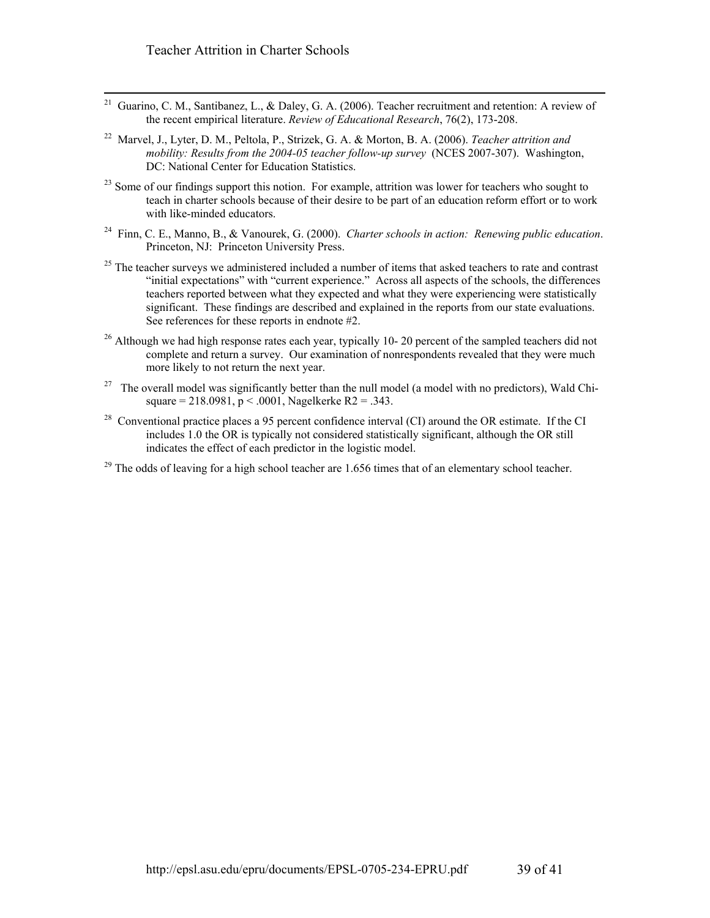[21] Guarino, C. M., Santibanez, L., & Daley, G. A. (2006). Teacher recruitment and retention: A review of the recent empirical literature. *Review of Educational Research*, 76(2), 173-208.

[22] Marvel, J., Lyter, D. M., Peltola, P., Strizek, G. A. & Morton, B. A. (2006). *Teacher attrition and mobility: Results from the 2004-05 teacher follow-up survey* (NCES 2007-307). Washington, DC: National Center for Education Statistics.

[23] Some of our findings support this notion. For example, attrition was lower for teachers who sought to teach in charter schools because of their desire to be part of an education reform effort or to work with like-minded educators.

[24] Finn, C. E., Manno, B., & Vanourek, G. (2000). *Charter schools in action: Renewing public education*. Princeton, NJ: Princeton University Press.

[25] The teacher surveys we administered included a number of items that asked teachers to rate and contrast "initial expectations" with "current experience." Across all aspects of the schools, the differences teachers reported between what they expected and what they were experiencing were statistically significant. These findings are described and explained in the reports from our state evaluations. See references for these reports in endnote #2.

[26] Although we had high response rates each year, typically 10- 20 percent of the sampled teachers did not complete and return a survey. Our examination of nonrespondents revealed that they were much more likely to not return the next year.

[27] The overall model was significantly better than the null model (a model with no predictors), Wald Chi-square = 218.0981, $p < .0001$, Nagelkerke $R2 = .343$.

[28] Conventional practice places a 95 percent confidence interval (CI) around the OR estimate. If the CI includes 1.0 the OR is typically not considered statistically significant, although the OR still indicates the effect of each predictor in the logistic model.

[29] The odds of leaving for a high school teacher are 1.656 times that of an elementary school teacher.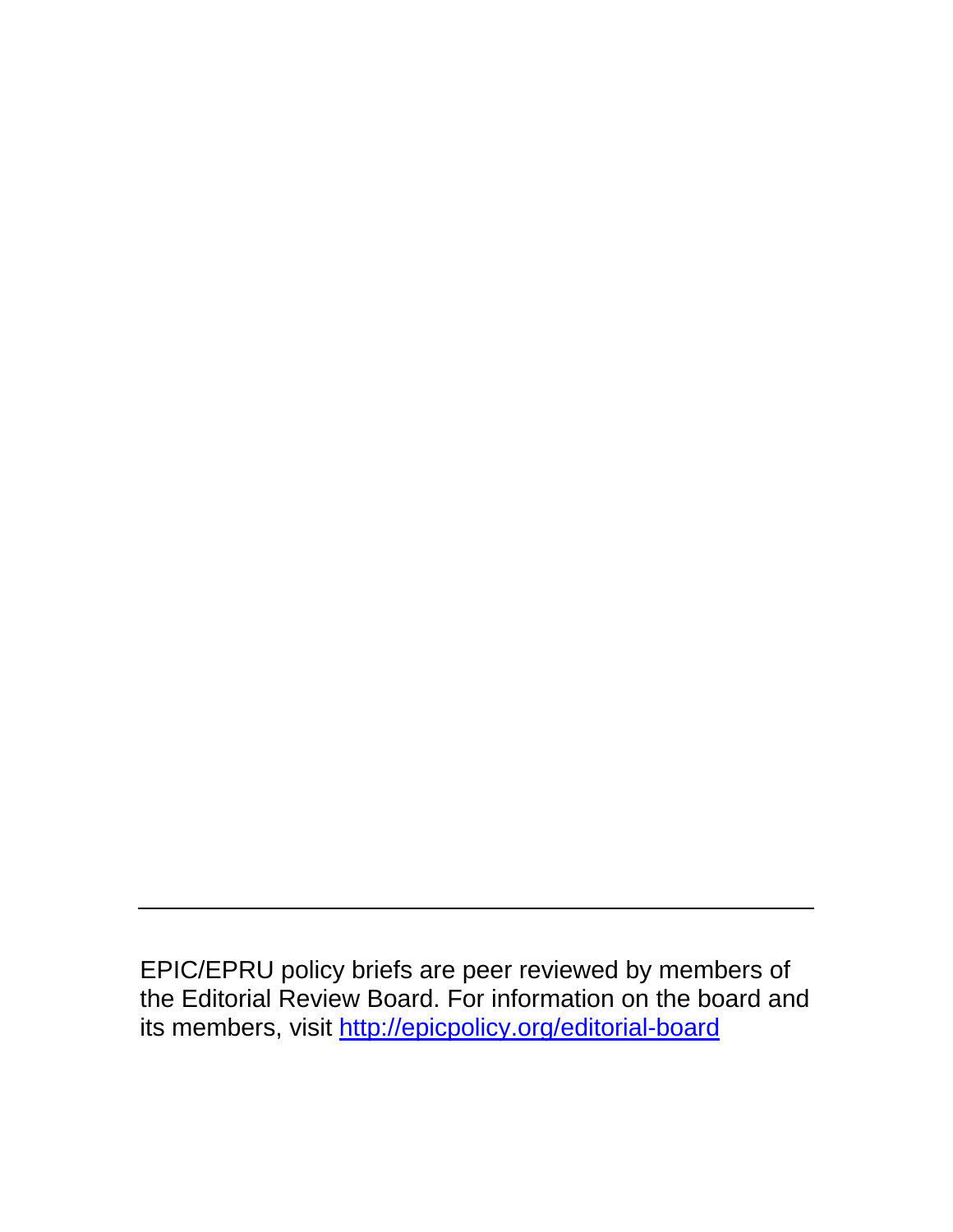---

EPIC/EPRU policy briefs are peer reviewed by members of the Editorial Review Board. For information on the board and its members, visit [http://epicpolicy.org/editorial-board](http://epicpolicy.org/editorial-board)